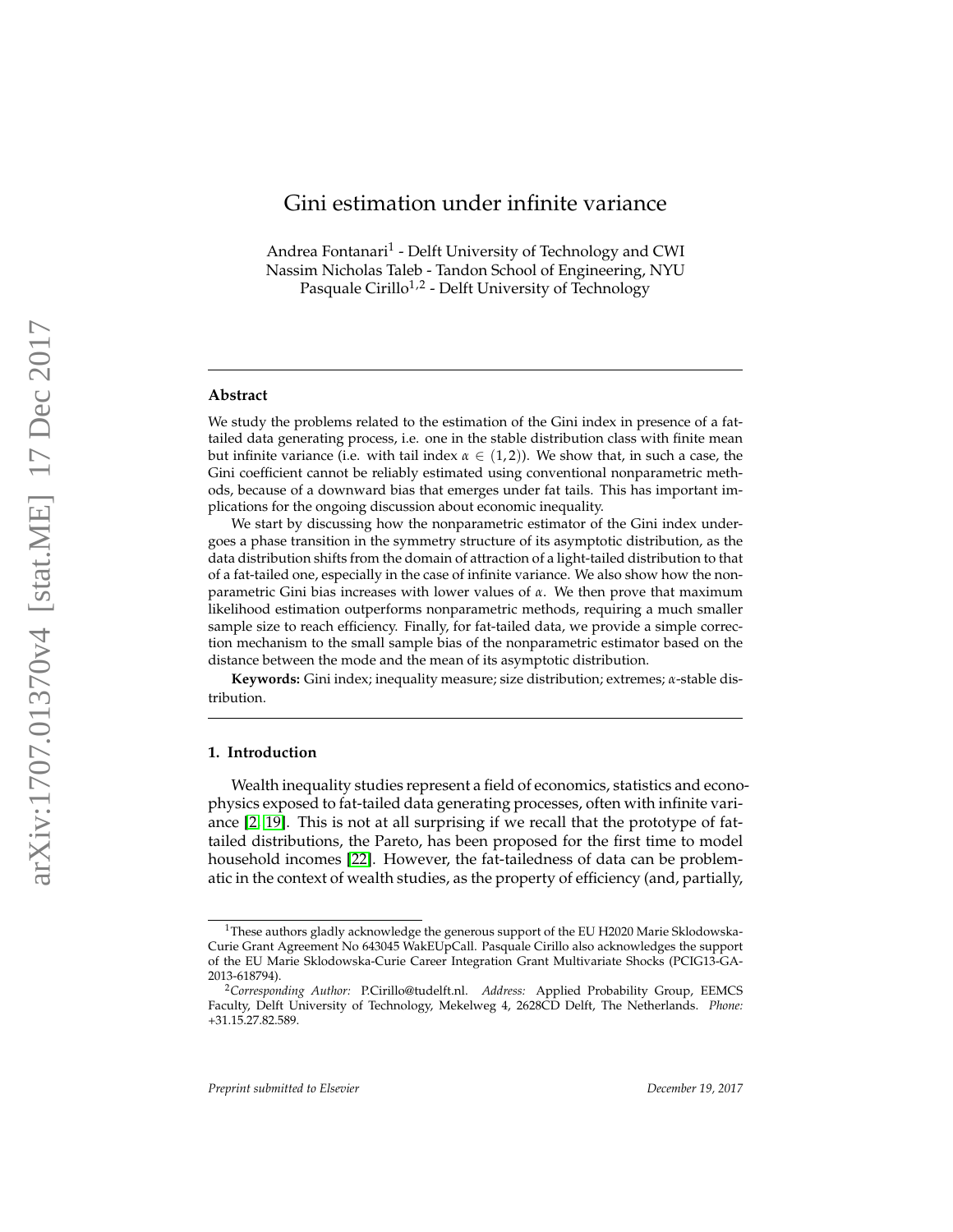# Gini estimation under infinite variance

Andrea Fontanari[1] - Delft University of Technology and CWI
Nassim Nicholas Taleb - Tandon School of Engineering, NYU
Pasquale Cirillo[1,2] - Delft University of Technology

---

### Abstract

We study the problems related to the estimation of the Gini index in presence of a fat-tailed data generating process, i.e. one in the stable distribution class with finite mean but infinite variance (i.e. with tail index $\alpha \in (1, 2)$). We show that, in such a case, the Gini coefficient cannot be reliably estimated using conventional nonparametric methods, because of a downward bias that emerges under fat tails. This has important implications for the ongoing discussion about economic inequality.

We start by discussing how the nonparametric estimator of the Gini index undergoes a phase transition in the symmetry structure of its asymptotic distribution, as the data distribution shifts from the domain of attraction of a light-tailed distribution to that of a fat-tailed one, especially in the case of infinite variance. We also show how the nonparametric Gini bias increases with lower values of $\alpha$. We then prove that maximum likelihood estimation outperforms nonparametric methods, requiring a much smaller sample size to reach efficiency. Finally, for fat-tailed data, we provide a simple correction mechanism to the small sample bias of the nonparametric estimator based on the distance between the mode and the mean of its asymptotic distribution.

**Keywords:** Gini index; inequality measure; size distribution; extremes; $\alpha$-stable distribution.

---

### 1. Introduction

Wealth inequality studies represent a field of economics, statistics and econophysics exposed to fat-tailed data generating processes, often with infinite variance [2, 19]. This is not at all surprising if we recall that the prototype of fat-tailed distributions, the Pareto, has been proposed for the first time to model household incomes [22]. However, the fat-tailedness of data can be problematic in the context of wealth studies, as the property of efficiency (and, partially,

---

[1] These authors gladly acknowledge the generous support of the EU H2020 Marie Sklodowska-Curie Grant Agreement No 643045 WakEUpCall. Pasquale Cirillo also acknowledges the support of the EU Marie Sklodowska-Curie Career Integration Grant Multivariate Shocks (PCIG13-GA-2013-618794).

[2] *Corresponding Author:* P.Cirillo@tudelft.nl. *Address:* Applied Probability Group, EEMCS Faculty, Delft University of Technology, Mekelweg 4, 2628CD Delft, The Netherlands. *Phone:* +31.15.27.82.589.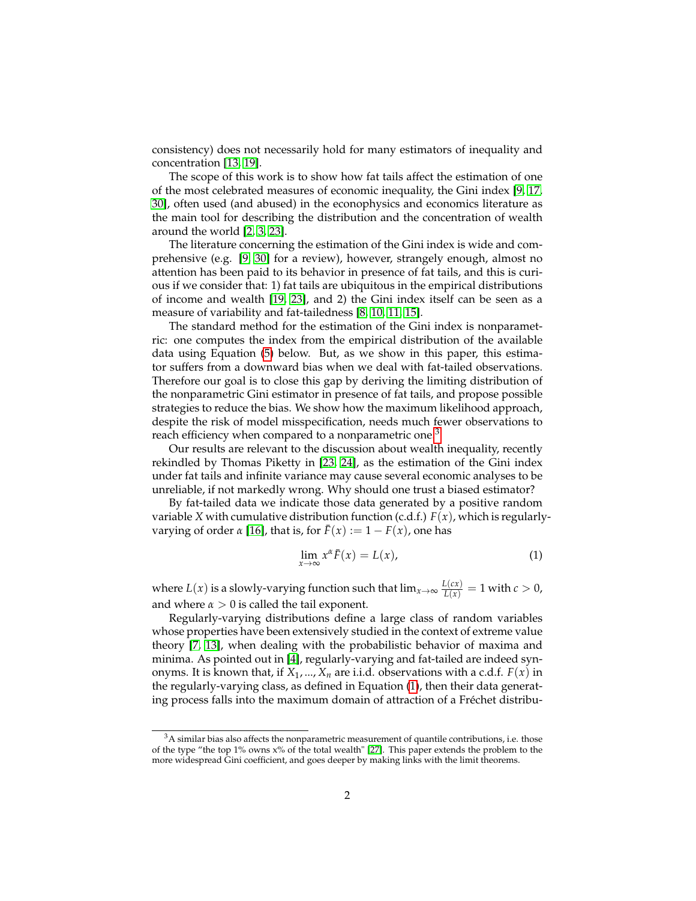consistency) does not necessarily hold for many estimators of inequality and concentration [13, 19].

The scope of this work is to show how fat tails affect the estimation of one of the most celebrated measures of economic inequality, the Gini index [9, 17, 30], often used (and abused) in the econophysics and economics literature as the main tool for describing the distribution and the concentration of wealth around the world [2, 3, 23].

The literature concerning the estimation of the Gini index is wide and comprehensive (e.g. [9, 30] for a review), however, strangely enough, almost no attention has been paid to its behavior in presence of fat tails, and this is curious if we consider that: 1) fat tails are ubiquitous in the empirical distributions of income and wealth [19, 23], and 2) the Gini index itself can be seen as a measure of variability and fat-tailedness [8, 10, 11, 15].

The standard method for the estimation of the Gini index is nonparametric: one computes the index from the empirical distribution of the available data using Equation (5) below. But, as we show in this paper, this estimator suffers from a downward bias when we deal with fat-tailed observations. Therefore our goal is to close this gap by deriving the limiting distribution of the nonparametric Gini estimator in presence of fat tails, and propose possible strategies to reduce the bias. We show how the maximum likelihood approach, despite the risk of model misspecification, needs much fewer observations to reach efficiency when compared to a nonparametric one.[3]

Our results are relevant to the discussion about wealth inequality, recently rekindled by Thomas Piketty in [23, 24], as the estimation of the Gini index under fat tails and infinite variance may cause several economic analyses to be unreliable, if not markedly wrong. Why should one trust a biased estimator?

By fat-tailed data we indicate those data generated by a positive random variable $X$ with cumulative distribution function (c.d.f.) $F(x)$, which is regularly-varying of order $\alpha$ [16], that is, for $\bar{F}(x) := 1 - F(x)$, one has

$$\lim_{x \to \infty} x^{\alpha} \bar{F}(x) = L(x), \tag{1}$$

where $L(x)$ is a slowly-varying function such that $\lim_{x \to \infty} \frac{L(cx)}{L(x)} = 1$ with $c > 0$, and where $\alpha > 0$ is called the tail exponent.

Regularly-varying distributions define a large class of random variables whose properties have been extensively studied in the context of extreme value theory [7, 13], when dealing with the probabilistic behavior of maxima and minima. As pointed out in [4], regularly-varying and fat-tailed are indeed synonyms. It is known that, if $X_1, ..., X_n$ are i.i.d. observations with a c.d.f. $F(x)$ in the regularly-varying class, as defined in Equation (1), then their data generating process falls into the maximum domain of attraction of a Fréchet distribu-

[3] A similar bias also affects the nonparametric measurement of quantile contributions, i.e. those of the type "the top 1% owns x% of the total wealth" [27]. This paper extends the problem to the more widespread Gini coefficient, and goes deeper by making links with the limit theorems.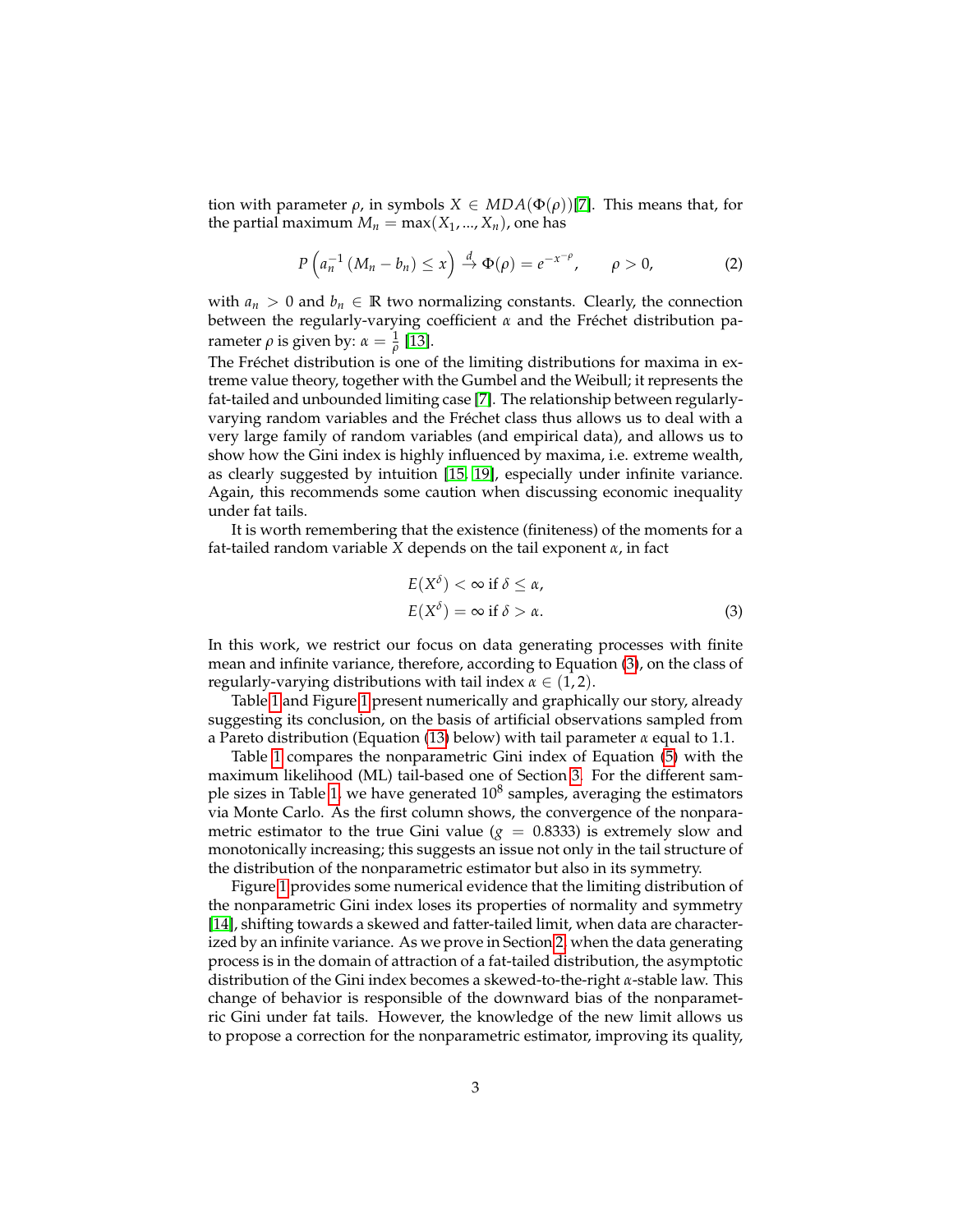tion with parameter $\rho$, in symbols $X \in MDA(\Phi(\rho))$[7]. This means that, for the partial maximum $M_n = \max(X_1, ..., X_n)$, one has

$$P\left(a_n^{-1}(M_n - b_n) \leq x\right) \xrightarrow{d} \Phi(\rho) = e^{-x^{-\rho}}, \qquad \rho > 0, \tag{2}$$

with $a_n > 0$ and $b_n \in \mathbb{R}$ two normalizing constants. Clearly, the connection between the regularly-varying coefficient $\alpha$ and the Fréchet distribution parameter $\rho$ is given by: $\alpha = \frac{1}{\rho}$ [13].

The Fréchet distribution is one of the limiting distributions for maxima in extreme value theory, together with the Gumbel and the Weibull; it represents the fat-tailed and unbounded limiting case [7]. The relationship between regularly-varying random variables and the Fréchet class thus allows us to deal with a very large family of random variables (and empirical data), and allows us to show how the Gini index is highly influenced by maxima, i.e. extreme wealth, as clearly suggested by intuition [15, 19], especially under infinite variance. Again, this recommends some caution when discussing economic inequality under fat tails.

It is worth remembering that the existence (finiteness) of the moments for a fat-tailed random variable $X$ depends on the tail exponent $\alpha$, in fact

$$\begin{aligned} E(X^{\delta}) &< \infty \text{ if } \delta \leq \alpha, \\ E(X^{\delta}) &= \infty \text{ if } \delta > \alpha. \end{aligned} \tag{3}$$

In this work, we restrict our focus on data generating processes with finite mean and infinite variance, therefore, according to Equation (3), on the class of regularly-varying distributions with tail index $\alpha \in (1, 2)$.

Table 1 and Figure 1 present numerically and graphically our story, already suggesting its conclusion, on the basis of artificial observations sampled from a Pareto distribution (Equation (13) below) with tail parameter $\alpha$ equal to 1.1.

Table 1 compares the nonparametric Gini index of Equation (5) with the maximum likelihood (ML) tail-based one of Section 3. For the different sample sizes in Table 1, we have generated $10^8$ samples, averaging the estimators via Monte Carlo. As the first column shows, the convergence of the nonparametric estimator to the true Gini value ($g = 0.8333$) is extremely slow and monotonically increasing; this suggests an issue not only in the tail structure of the distribution of the nonparametric estimator but also in its symmetry.

Figure 1 provides some numerical evidence that the limiting distribution of the nonparametric Gini index loses its properties of normality and symmetry [14], shifting towards a skewed and fatter-tailed limit, when data are characterized by an infinite variance. As we prove in Section 2, when the data generating process is in the domain of attraction of a fat-tailed distribution, the asymptotic distribution of the Gini index becomes a skewed-to-the-right $\alpha$-stable law. This change of behavior is responsible of the downward bias of the nonparametric Gini under fat tails. However, the knowledge of the new limit allows us to propose a correction for the nonparametric estimator, improving its quality,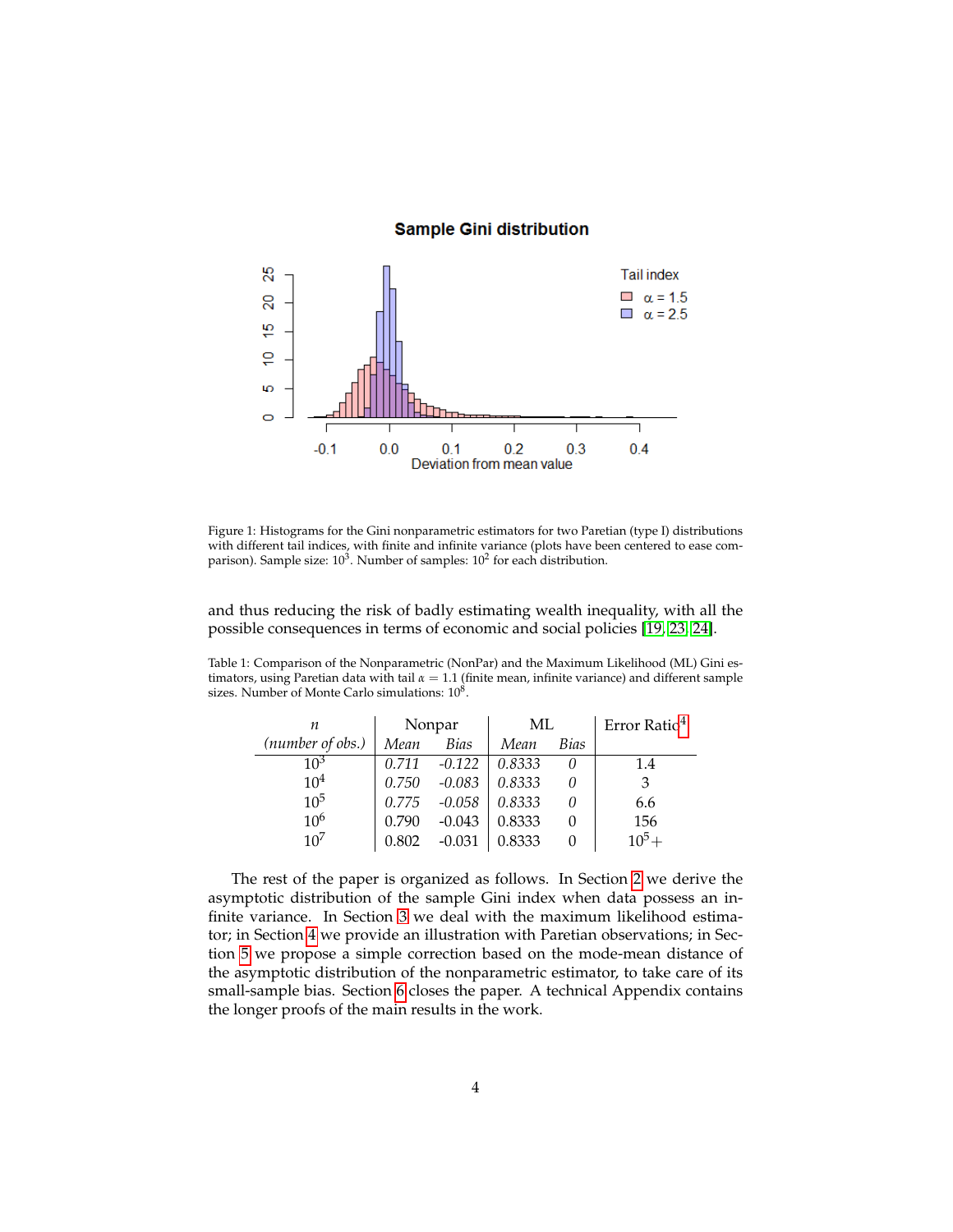Figure 1: Histograms for the Gini nonparametric estimators for two Paretian (type I) distributions with different tail indices, with finite and infinite variance (plots have been centered to ease comparison). Sample size: $10^3$. Number of samples: $10^2$ for each distribution.

and thus reducing the risk of badly estimating wealth inequality, with all the possible consequences in terms of economic and social policies [19, 23, 24].

Table 1: Comparison of the Nonparametric (NonPar) and the Maximum Likelihood (ML) Gini estimators, using Paretian data with tail $\alpha = 1.1$ (finite mean, infinite variance) and different sample sizes. Number of Monte Carlo simulations: $10^8$.

| $n$ | Nonpar | | ML | | Error Ratio[4] |
|---|---|---|---|---|---|
| *(number of obs.)* | *Mean* | *Bias* | *Mean* | *Bias* | |
| $10^3$ | *0.711* | *-0.122* | *0.8333* | *0* | 1.4 |
| $10^4$ | *0.750* | *-0.083* | *0.8333* | *0* | 3 |
| $10^5$ | *0.775* | *-0.058* | *0.8333* | *0* | 6.6 |
| $10^6$ | 0.790 | -0.043 | 0.8333 | 0 | 156 |
| $10^7$ | 0.802 | -0.031 | 0.8333 | 0 | $10^5+$ |

The rest of the paper is organized as follows. In Section 2 we derive the asymptotic distribution of the sample Gini index when data possess an infinite variance. In Section 3 we deal with the maximum likelihood estimator; in Section 4 we provide an illustration with Paretian observations; in Section 5 we propose a simple correction based on the mode-mean distance of the asymptotic distribution of the nonparametric estimator, to take care of its small-sample bias. Section 6 closes the paper. A technical Appendix contains the longer proofs of the main results in the work.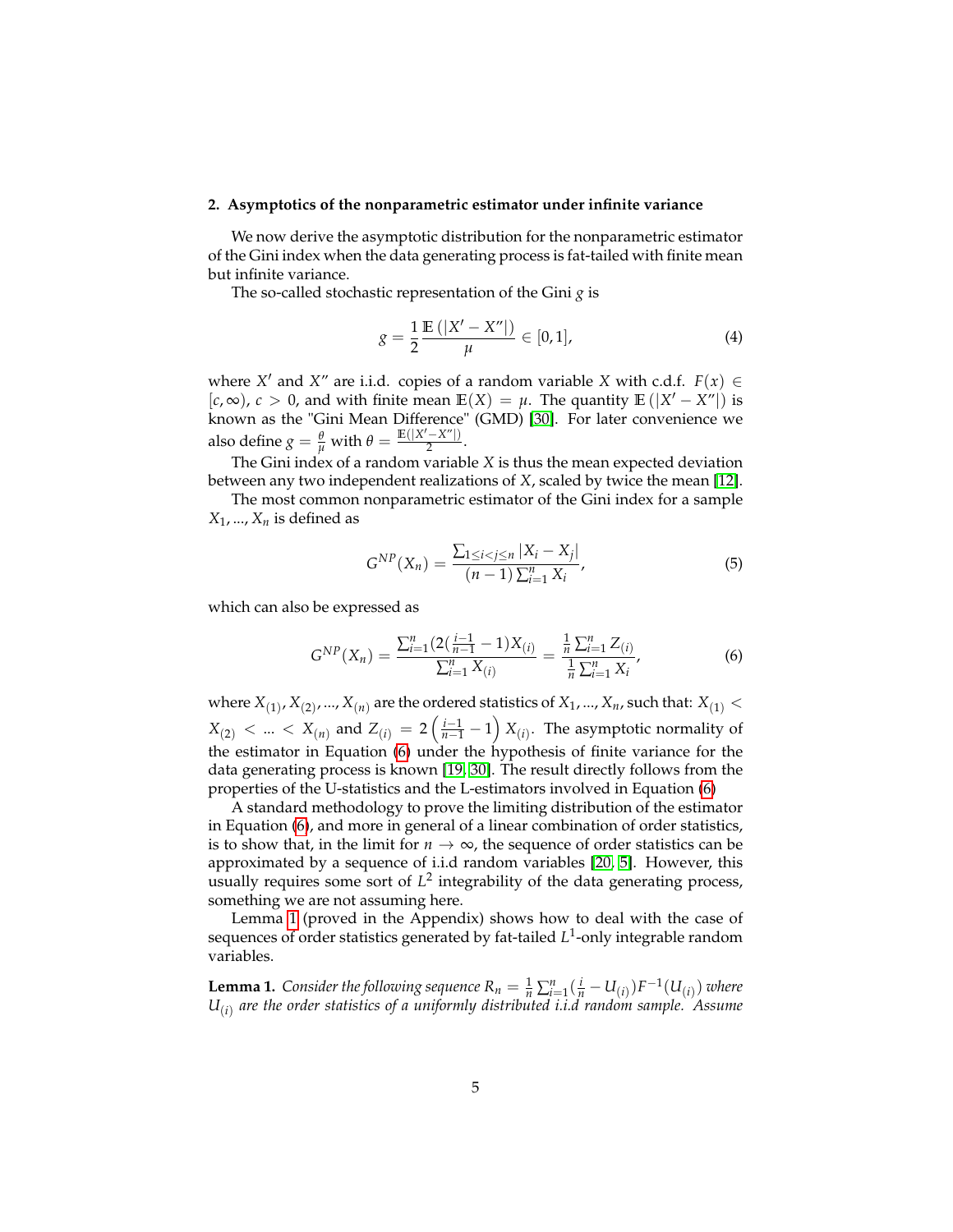## 2. Asymptotics of the nonparametric estimator under infinite variance

We now derive the asymptotic distribution for the nonparametric estimator of the Gini index when the data generating process is fat-tailed with finite mean but infinite variance.

The so-called stochastic representation of the Gini $g$ is

$$g = \frac{1}{2} \frac{\mathbb{E}\left(|X' - X''|\right)}{\mu} \in [0, 1], \tag{4}$$

where $X'$ and $X''$ are i.i.d. copies of a random variable $X$ with c.d.f. $F(x) \in [c, \infty)$, $c > 0$, and with finite mean $\mathbb{E}(X) = \mu$. The quantity $\mathbb{E}\left(|X' - X''|\right)$ is known as the "Gini Mean Difference" (GMD) [30]. For later convenience we also define $g = \frac{\theta}{\mu}$ with $\theta = \frac{\mathbb{E}(|X'-X''|)}{2}$.

The Gini index of a random variable $X$ is thus the mean expected deviation between any two independent realizations of $X$, scaled by twice the mean [12].

The most common nonparametric estimator of the Gini index for a sample $X_1, ..., X_n$ is defined as

$$G^{NP}(X_n) = \frac{\sum_{1 \le i < j \le n} |X_i - X_j|}{(n-1)\sum_{i=1}^{n} X_i}, \tag{5}$$

which can also be expressed as

$$G^{NP}(X_n) = \frac{\sum_{i=1}^{n} (2(\frac{i-1}{n-1} - 1) X_{(i)}}{\sum_{i=1}^{n} X_{(i)}} = \frac{\frac{1}{n}\sum_{i=1}^{n} Z_{(i)}}{\frac{1}{n}\sum_{i=1}^{n} X_i}, \tag{6}$$

where $X_{(1)}, X_{(2)}, ..., X_{(n)}$ are the ordered statistics of $X_1, ..., X_n$, such that: $X_{(1)} < X_{(2)} < ... < X_{(n)}$ and $Z_{(i)} = 2\left(\frac{i-1}{n-1} - 1\right) X_{(i)}$. The asymptotic normality of the estimator in Equation (6) under the hypothesis of finite variance for the data generating process is known [19, 30]. The result directly follows from the properties of the U-statistics and the L-estimators involved in Equation (6)

A standard methodology to prove the limiting distribution of the estimator in Equation (6), and more in general of a linear combination of order statistics, is to show that, in the limit for $n \to \infty$, the sequence of order statistics can be approximated by a sequence of i.i.d random variables [20, 5]. However, this usually requires some sort of $L^2$ integrability of the data generating process, something we are not assuming here.

Lemma 1 (proved in the Appendix) shows how to deal with the case of sequences of order statistics generated by fat-tailed $L^1$-only integrable random variables.

**Lemma 1.** *Consider the following sequence $R_n = \frac{1}{n}\sum_{i=1}^{n} (\frac{i}{n} - U_{(i)}) F^{-1}(U_{(i)})$ where $U_{(i)}$ are the order statistics of a uniformly distributed i.i.d random sample. Assume*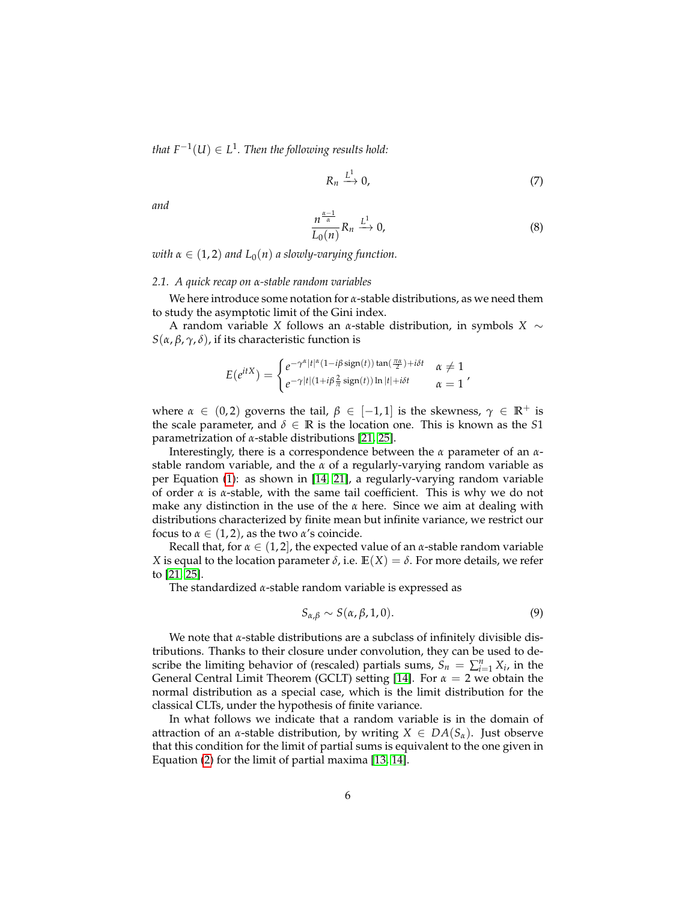*that $F^{-1}(U) \in L^1$. Then the following results hold:*

$$R_n \xrightarrow{L^1} 0, \tag{7}$$

*and*

$$\frac{n^{\frac{\alpha-1}{\alpha}}}{L_0(n)} R_n \xrightarrow{L^1} 0, \tag{8}$$

*with $\alpha \in (1,2)$ and $L_0(n)$ a slowly-varying function.*

### 2.1. *A quick recap on α-stable random variables*

We here introduce some notation for $\alpha$-stable distributions, as we need them to study the asymptotic limit of the Gini index.

A random variable $X$ follows an $\alpha$-stable distribution, in symbols $X \sim S(\alpha, \beta, \gamma, \delta)$, if its characteristic function is

$$E(e^{itX}) = \begin{cases} e^{-\gamma^\alpha |t|^\alpha (1 - i\beta \operatorname{sign}(t)) \tan(\frac{\pi\alpha}{2}) + i\delta t} & \alpha \neq 1 \\ e^{-\gamma |t| (1 + i\beta \frac{2}{\pi} \operatorname{sign}(t)) \ln |t| + i\delta t} & \alpha = 1 \end{cases},$$

where $\alpha \in (0,2)$ governs the tail, $\beta \in [-1,1]$ is the skewness, $\gamma \in \mathbb{R}^+$ is the scale parameter, and $\delta \in \mathbb{R}$ is the location one. This is known as the $S1$ parametrization of $\alpha$-stable distributions [21, 25].

Interestingly, there is a correspondence between the $\alpha$ parameter of an $\alpha$-stable random variable, and the $\alpha$ of a regularly-varying random variable as per Equation (1): as shown in [14, 21], a regularly-varying random variable of order $\alpha$ is $\alpha$-stable, with the same tail coefficient. This is why we do not make any distinction in the use of the $\alpha$ here. Since we aim at dealing with distributions characterized by finite mean but infinite variance, we restrict our focus to $\alpha \in (1,2)$, as the two $\alpha$'s coincide.

Recall that, for $\alpha \in (1,2]$, the expected value of an $\alpha$-stable random variable $X$ is equal to the location parameter $\delta$, i.e. $\mathbb{E}(X) = \delta$. For more details, we refer to [21, 25].

The standardized $\alpha$-stable random variable is expressed as

$$S_{\alpha,\beta} \sim S(\alpha, \beta, 1, 0). \tag{9}$$

We note that $\alpha$-stable distributions are a subclass of infinitely divisible distributions. Thanks to their closure under convolution, they can be used to describe the limiting behavior of (rescaled) partials sums, $S_n = \sum_{i=1}^n X_i$, in the General Central Limit Theorem (GCLT) setting [14]. For $\alpha = 2$ we obtain the normal distribution as a special case, which is the limit distribution for the classical CLTs, under the hypothesis of finite variance.

In what follows we indicate that a random variable is in the domain of attraction of an $\alpha$-stable distribution, by writing $X \in DA(S_\alpha)$. Just observe that this condition for the limit of partial sums is equivalent to the one given in Equation (2) for the limit of partial maxima [13, 14].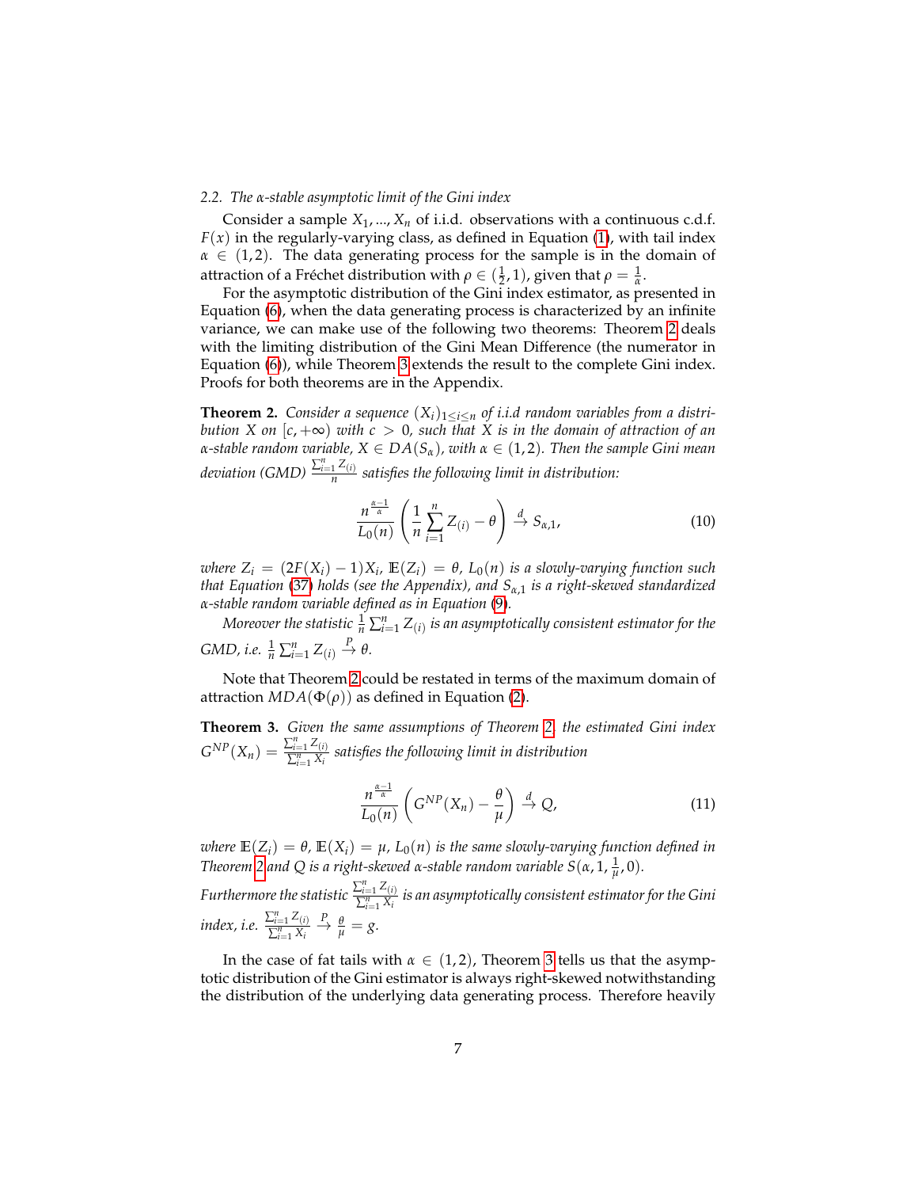### 2.2. The $\alpha$-stable asymptotic limit of the Gini index

Consider a sample $X_1, ..., X_n$ of i.i.d. observations with a continuous c.d.f. $F(x)$ in the regularly-varying class, as defined in Equation (1), with tail index $\alpha \in (1, 2)$. The data generating process for the sample is in the domain of attraction of a Fréchet distribution with $\rho \in (\frac{1}{2}, 1)$, given that $\rho = \frac{1}{\alpha}$.

For the asymptotic distribution of the Gini index estimator, as presented in Equation (6), when the data generating process is characterized by an infinite variance, we can make use of the following two theorems: Theorem 2 deals with the limiting distribution of the Gini Mean Difference (the numerator in Equation (6)), while Theorem 3 extends the result to the complete Gini index. Proofs for both theorems are in the Appendix.

**Theorem 2.** *Consider a sequence $(X_i)_{1 \le i \le n}$ of i.i.d random variables from a distribution $X$ on $[c, +\infty)$ with $c > 0$, such that $X$ is in the domain of attraction of an $\alpha$-stable random variable, $X \in DA(S_\alpha)$, with $\alpha \in (1, 2)$. Then the sample Gini mean deviation (GMD) $\frac{\sum_{i=1}^n Z_{(i)}}{n}$ satisfies the following limit in distribution:*

$$\frac{n^{\frac{\alpha-1}{\alpha}}}{L_0(n)} \left( \frac{1}{n} \sum_{i=1}^{n} Z_{(i)} - \theta \right) \xrightarrow{d} S_{\alpha,1}, \tag{10}$$

*where $Z_i = (2F(X_i) - 1)X_i$, $\mathbb{E}(Z_i) = \theta$, $L_0(n)$ is a slowly-varying function such that Equation (37) holds (see the Appendix), and $S_{\alpha,1}$ is a right-skewed standardized $\alpha$-stable random variable defined as in Equation (9).*

*Moreover the statistic $\frac{1}{n}\sum_{i=1}^n Z_{(i)}$ is an asymptotically consistent estimator for the GMD, i.e. $\frac{1}{n}\sum_{i=1}^n Z_{(i)} \xrightarrow{P} \theta$.*

Note that Theorem 2 could be restated in terms of the maximum domain of attraction $MDA(\Phi(\rho))$ as defined in Equation (2).

**Theorem 3.** *Given the same assumptions of Theorem 2, the estimated Gini index $G^{NP}(X_n) = \frac{\sum_{i=1}^n Z_{(i)}}{\sum_{i=1}^n X_i}$ satisfies the following limit in distribution*

$$\frac{n^{\frac{\alpha-1}{\alpha}}}{L_0(n)} \left( G^{NP}(X_n) - \frac{\theta}{\mu} \right) \xrightarrow{d} Q, \tag{11}$$

*where $\mathbb{E}(Z_i) = \theta$, $\mathbb{E}(X_i) = \mu$, $L_0(n)$ is the same slowly-varying function defined in Theorem 2 and $Q$ is a right-skewed $\alpha$-stable random variable $S(\alpha, 1, \frac{1}{\mu}, 0)$.*

*Furthermore the statistic $\frac{\sum_{i=1}^n Z_{(i)}}{\sum_{i=1}^n X_i}$ is an asymptotically consistent estimator for the Gini index, i.e. $\frac{\sum_{i=1}^n Z_{(i)}}{\sum_{i=1}^n X_i} \xrightarrow{P} \frac{\theta}{\mu} = g$.*

In the case of fat tails with $\alpha \in (1, 2)$, Theorem 3 tells us that the asymptotic distribution of the Gini estimator is always right-skewed notwithstanding the distribution of the underlying data generating process. Therefore heavily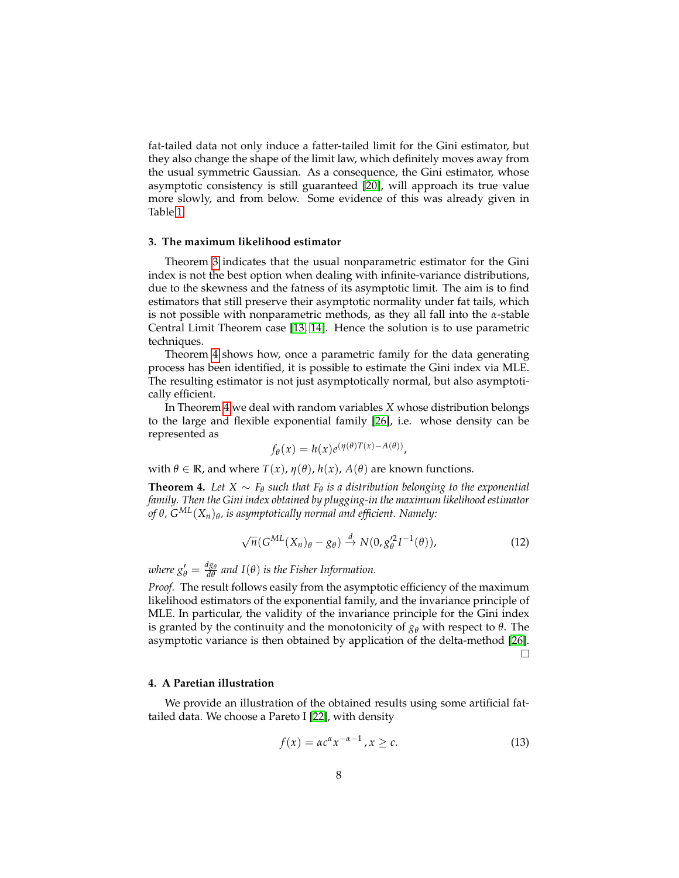fat-tailed data not only induce a fatter-tailed limit for the Gini estimator, but they also change the shape of the limit law, which definitely moves away from the usual symmetric Gaussian. As a consequence, the Gini estimator, whose asymptotic consistency is still guaranteed [20], will approach its true value more slowly, and from below. Some evidence of this was already given in Table 1.

### 3. The maximum likelihood estimator

Theorem 3 indicates that the usual nonparametric estimator for the Gini index is not the best option when dealing with infinite-variance distributions, due to the skewness and the fatness of its asymptotic limit. The aim is to find estimators that still preserve their asymptotic normality under fat tails, which is not possible with nonparametric methods, as they all fall into the $\alpha$-stable Central Limit Theorem case [13, 14]. Hence the solution is to use parametric techniques.

Theorem 4 shows how, once a parametric family for the data generating process has been identified, it is possible to estimate the Gini index via MLE. The resulting estimator is not just asymptotically normal, but also asymptotically efficient.

In Theorem 4 we deal with random variables $X$ whose distribution belongs to the large and flexible exponential family [26], i.e. whose density can be represented as

$$f_\theta(x) = h(x)e^{(\eta(\theta)T(x) - A(\theta))},$$

with $\theta \in \mathbb{R}$, and where $T(x)$, $\eta(\theta)$, $h(x)$, $A(\theta)$ are known functions.

**Theorem 4.** *Let $X \sim F_\theta$ such that $F_\theta$ is a distribution belonging to the exponential family. Then the Gini index obtained by plugging-in the maximum likelihood estimator of $\theta$, $G^{ML}(X_n)_\theta$, is asymptotically normal and efficient. Namely:*

$$\sqrt{n}(G^{ML}(X_n)_\theta - g_\theta) \xrightarrow{d} N(0, g_\theta'^2 I^{-1}(\theta)), \tag{12}$$

*where $g_\theta' = \frac{dg_\theta}{d\theta}$ and $I(\theta)$ is the Fisher Information.*

*Proof.* The result follows easily from the asymptotic efficiency of the maximum likelihood estimators of the exponential family, and the invariance principle of MLE. In particular, the validity of the invariance principle for the Gini index is granted by the continuity and the monotonicity of $g_\theta$ with respect to $\theta$. The asymptotic variance is then obtained by application of the delta-method [26]. □

### 4. A Paretian illustration

We provide an illustration of the obtained results using some artificial fat-tailed data. We choose a Pareto I [22], with density

$$f(x) = \alpha c^\alpha x^{-\alpha-1}, x \geq c. \tag{13}$$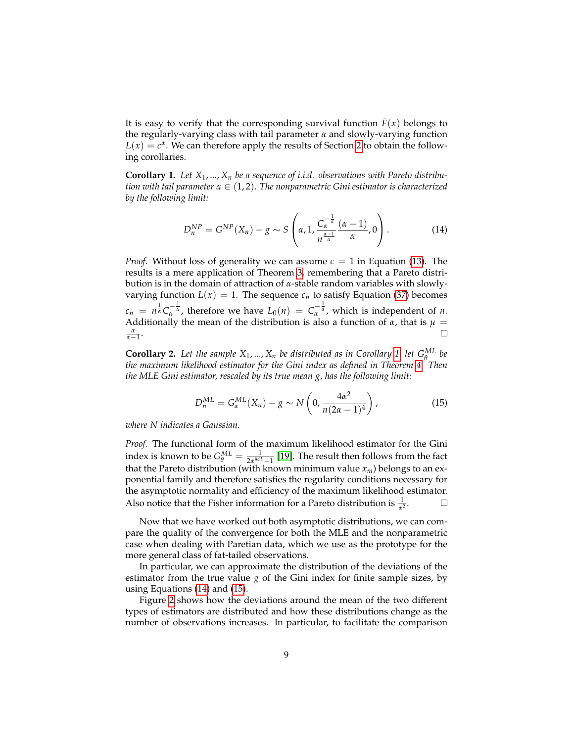It is easy to verify that the corresponding survival function $\bar{F}(x)$ belongs to the regularly-varying class with tail parameter $\alpha$ and slowly-varying function $L(x) = c^{\alpha}$. We can therefore apply the results of Section 2 to obtain the following corollaries.

**Corollary 1.** *Let $X_1, ..., X_n$ be a sequence of i.i.d. observations with Pareto distribution with tail parameter $\alpha \in (1, 2)$. The nonparametric Gini estimator is characterized by the following limit:*

$$D_n^{NP} = G^{NP}(X_n) - g \sim S\left(\alpha, 1, \frac{C_\alpha^{-\frac{1}{\alpha}}}{n^{\frac{\alpha-1}{\alpha}}} \frac{(\alpha-1)}{\alpha}, 0\right). \tag{14}$$

*Proof.* Without loss of generality we can assume $c = 1$ in Equation (13). The results is a mere application of Theorem 3, remembering that a Pareto distribution is in the domain of attraction of $\alpha$-stable random variables with slowly-varying function $L(x) = 1$. The sequence $c_n$ to satisfy Equation (37) becomes $c_n = n^{\frac{1}{\alpha}} C_\alpha^{-\frac{1}{\alpha}}$, therefore we have $L_0(n) = C_\alpha^{-\frac{1}{\alpha}}$, which is independent of $n$. Additionally the mean of the distribution is also a function of $\alpha$, that is $\mu = \frac{\alpha}{\alpha-1}$. □

**Corollary 2.** *Let the sample $X_1, ..., X_n$ be distributed as in Corollary 1, let $G_\theta^{ML}$ be the maximum likelihood estimator for the Gini index as defined in Theorem 4. Then the MLE Gini estimator, rescaled by its true mean $g$, has the following limit:*

$$D_n^{ML} = G_\alpha^{ML}(X_n) - g \sim N\left(0, \frac{4\alpha^2}{n(2\alpha-1)^4}\right), \tag{15}$$

*where $N$ indicates a Gaussian.*

*Proof.* The functional form of the maximum likelihood estimator for the Gini index is known to be $G_\theta^{ML} = \frac{1}{2\alpha^{ML}-1}$ [19]. The result then follows from the fact that the Pareto distribution (with known minimum value $x_m$) belongs to an exponential family and therefore satisfies the regularity conditions necessary for the asymptotic normality and efficiency of the maximum likelihood estimator. Also notice that the Fisher information for a Pareto distribution is $\frac{1}{\alpha^2}$. □

Now that we have worked out both asymptotic distributions, we can compare the quality of the convergence for both the MLE and the nonparametric case when dealing with Paretian data, which we use as the prototype for the more general class of fat-tailed observations.

In particular, we can approximate the distribution of the deviations of the estimator from the true value $g$ of the Gini index for finite sample sizes, by using Equations (14) and (15).

Figure 2 shows how the deviations around the mean of the two different types of estimators are distributed and how these distributions change as the number of observations increases. In particular, to facilitate the comparison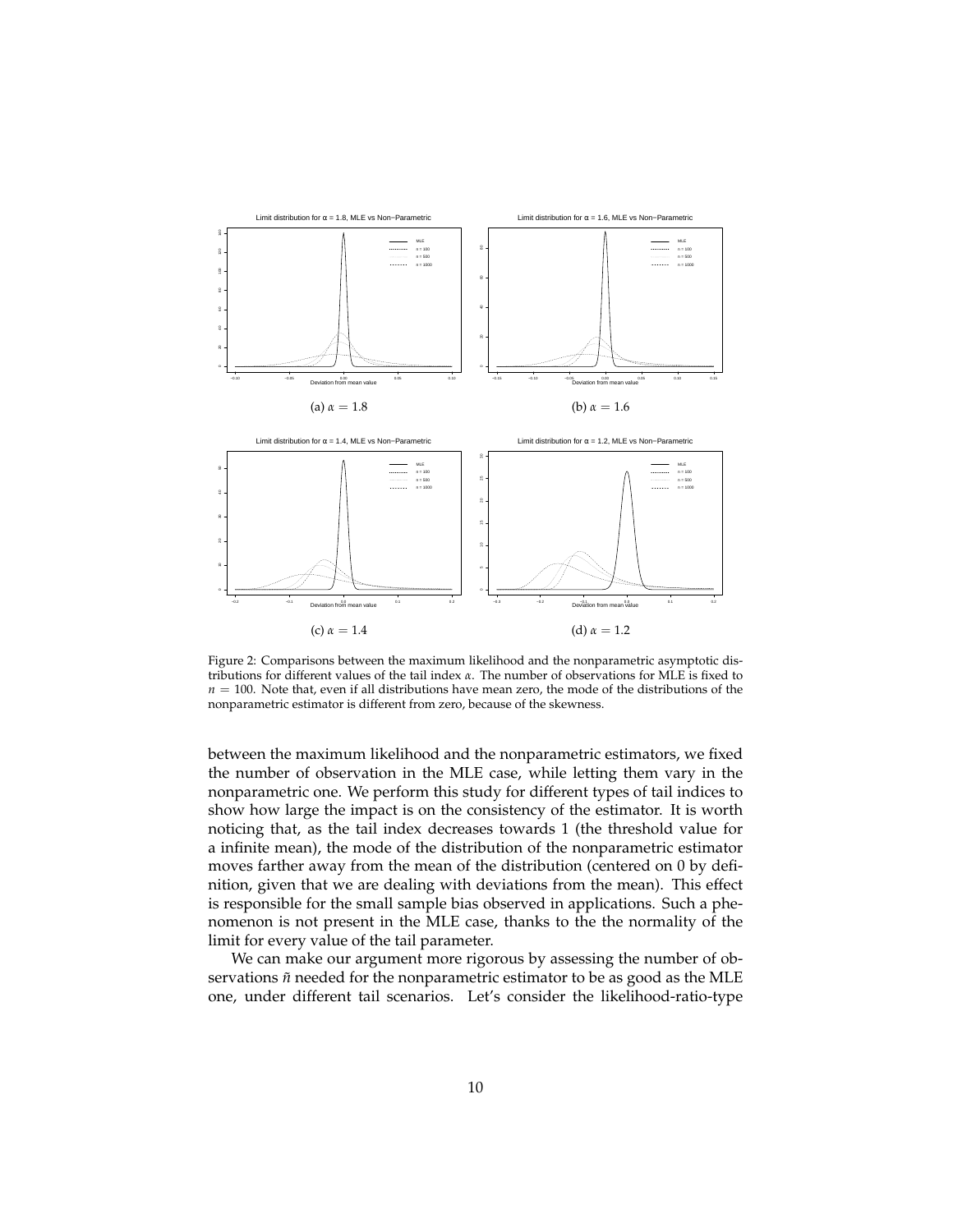(a) $\alpha = 1.8$

(b) $\alpha = 1.6$

(c) $\alpha = 1.4$

(d) $\alpha = 1.2$

Figure 2: Comparisons between the maximum likelihood and the nonparametric asymptotic distributions for different values of the tail index $\alpha$. The number of observations for MLE is fixed to $n = 100$. Note that, even if all distributions have mean zero, the mode of the distributions of the nonparametric estimator is different from zero, because of the skewness.

between the maximum likelihood and the nonparametric estimators, we fixed the number of observation in the MLE case, while letting them vary in the nonparametric one. We perform this study for different types of tail indices to show how large the impact is on the consistency of the estimator. It is worth noticing that, as the tail index decreases towards 1 (the threshold value for a infinite mean), the mode of the distribution of the nonparametric estimator moves farther away from the mean of the distribution (centered on 0 by definition, given that we are dealing with deviations from the mean). This effect is responsible for the small sample bias observed in applications. Such a phenomenon is not present in the MLE case, thanks to the the normality of the limit for every value of the tail parameter.

We can make our argument more rigorous by assessing the number of observations $\tilde{n}$ needed for the nonparametric estimator to be as good as the MLE one, under different tail scenarios. Let's consider the likelihood-ratio-type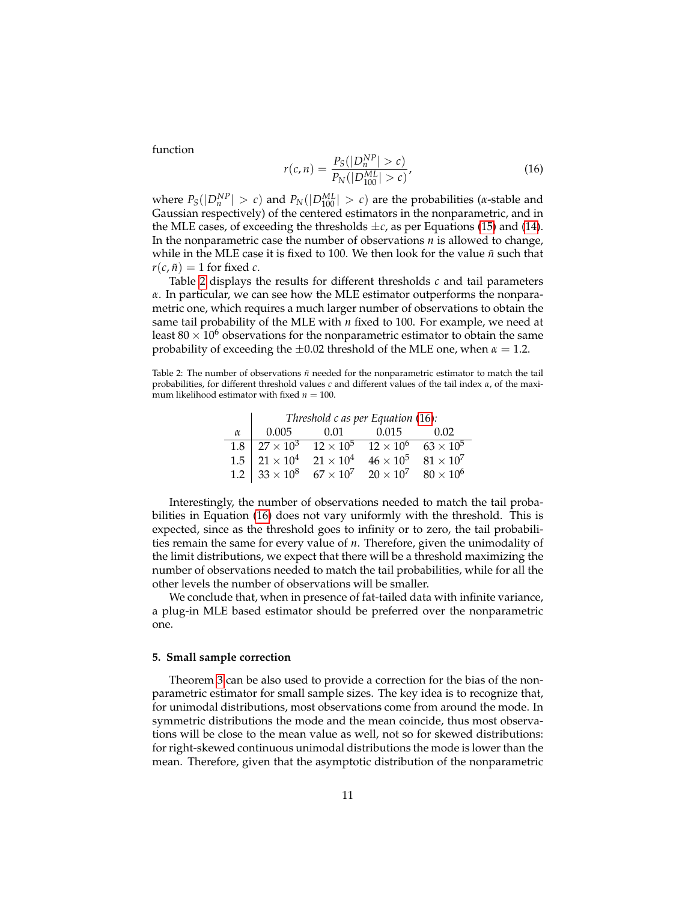function

$$r(c,n) = \frac{P_S(|D_n^{NP}| > c)}{P_N(|D_{100}^{ML}| > c)}, \tag{16}$$

where $P_S(|D_n^{NP}| > c)$ and $P_N(|D_{100}^{ML}| > c)$ are the probabilities ($\alpha$-stable and Gaussian respectively) of the centered estimators in the nonparametric, and in the MLE cases, of exceeding the thresholds $\pm c$, as per Equations (15) and (14). In the nonparametric case the number of observations $n$ is allowed to change, while in the MLE case it is fixed to 100. We then look for the value $\tilde{n}$ such that $r(c, \tilde{n}) = 1$ for fixed $c$.

Table 2 displays the results for different thresholds $c$ and tail parameters $\alpha$. In particular, we can see how the MLE estimator outperforms the nonparametric one, which requires a much larger number of observations to obtain the same tail probability of the MLE with $n$ fixed to 100. For example, we need at least $80 \times 10^6$ observations for the nonparametric estimator to obtain the same probability of exceeding the $\pm 0.02$ threshold of the MLE one, when $\alpha = 1.2$.

Table 2: The number of observations $\tilde{n}$ needed for the nonparametric estimator to match the tail probabilities, for different threshold values $c$ and different values of the tail index $\alpha$, of the maximum likelihood estimator with fixed $n = 100$.

| | *Threshold c as per Equation (16):* | | | |
|---|---|---|---|---|
| $\alpha$ | 0.005 | 0.01 | 0.015 | 0.02 |
| 1.8 | $27 \times 10^3$ | $12 \times 10^5$ | $12 \times 10^6$ | $63 \times 10^5$ |
| 1.5 | $21 \times 10^4$ | $21 \times 10^4$ | $46 \times 10^5$ | $81 \times 10^7$ |
| 1.2 | $33 \times 10^8$ | $67 \times 10^7$ | $20 \times 10^7$ | $80 \times 10^6$ |

Interestingly, the number of observations needed to match the tail probabilities in Equation (16) does not vary uniformly with the threshold. This is expected, since as the threshold goes to infinity or to zero, the tail probabilities remain the same for every value of $n$. Therefore, given the unimodality of the limit distributions, we expect that there will be a threshold maximizing the number of observations needed to match the tail probabilities, while for all the other levels the number of observations will be smaller.

We conclude that, when in presence of fat-tailed data with infinite variance, a plug-in MLE based estimator should be preferred over the nonparametric one.

## 5. Small sample correction

Theorem 3 can be also used to provide a correction for the bias of the nonparametric estimator for small sample sizes. The key idea is to recognize that, for unimodal distributions, most observations come from around the mode. In symmetric distributions the mode and the mean coincide, thus most observations will be close to the mean value as well, not so for skewed distributions: for right-skewed continuous unimodal distributions the mode is lower than the mean. Therefore, given that the asymptotic distribution of the nonparametric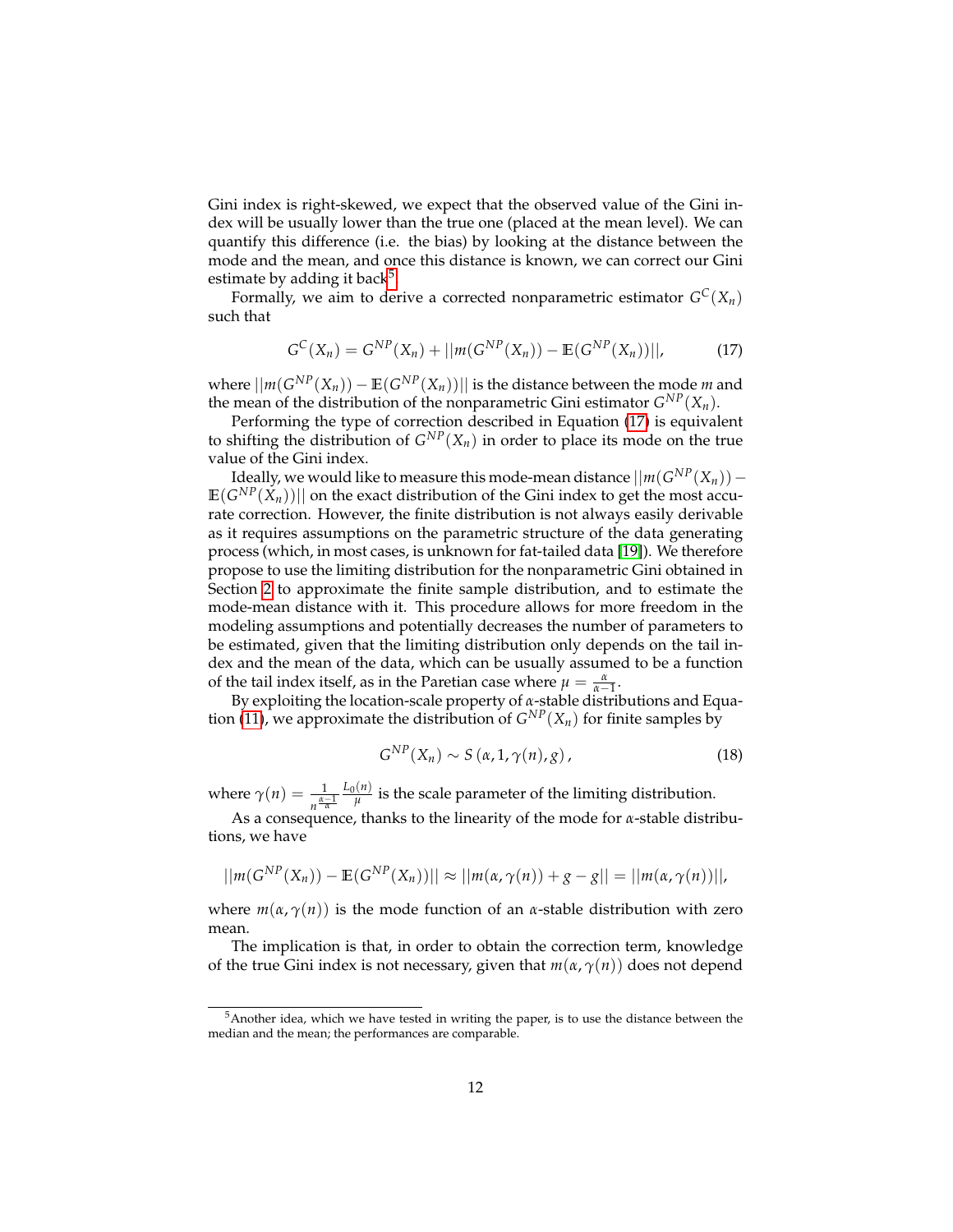Gini index is right-skewed, we expect that the observed value of the Gini index will be usually lower than the true one (placed at the mean level). We can quantify this difference (i.e. the bias) by looking at the distance between the mode and the mean, and once this distance is known, we can correct our Gini estimate by adding it back[5].

Formally, we aim to derive a corrected nonparametric estimator $G^C(X_n)$ such that

$$G^C(X_n) = G^{NP}(X_n) + ||m(G^{NP}(X_n)) - \mathbb{E}(G^{NP}(X_n))||, \tag{17}$$

where $||m(G^{NP}(X_n)) - \mathbb{E}(G^{NP}(X_n))||$ is the distance between the mode $m$ and the mean of the distribution of the nonparametric Gini estimator $G^{NP}(X_n)$.

Performing the type of correction described in Equation (17) is equivalent to shifting the distribution of $G^{NP}(X_n)$ in order to place its mode on the true value of the Gini index.

Ideally, we would like to measure this mode-mean distance $||m(G^{NP}(X_n)) - \mathbb{E}(G^{NP}(X_n))||$ on the exact distribution of the Gini index to get the most accurate correction. However, the finite distribution is not always easily derivable as it requires assumptions on the parametric structure of the data generating process (which, in most cases, is unknown for fat-tailed data [19]). We therefore propose to use the limiting distribution for the nonparametric Gini obtained in Section 2 to approximate the finite sample distribution, and to estimate the mode-mean distance with it. This procedure allows for more freedom in the modeling assumptions and potentially decreases the number of parameters to be estimated, given that the limiting distribution only depends on the tail index and the mean of the data, which can be usually assumed to be a function of the tail index itself, as in the Paretian case where $\mu = \frac{\alpha}{\alpha-1}$.

By exploiting the location-scale property of $\alpha$-stable distributions and Equation (11), we approximate the distribution of $G^{NP}(X_n)$ for finite samples by

$$G^{NP}(X_n) \sim S\left(\alpha, 1, \gamma(n), g\right), \tag{18}$$

where $\gamma(n) = \frac{1}{n^{\frac{\alpha-1}{\alpha}}} \frac{L_0(n)}{\mu}$ is the scale parameter of the limiting distribution.

As a consequence, thanks to the linearity of the mode for $\alpha$-stable distributions, we have

$$||m(G^{NP}(X_n)) - \mathbb{E}(G^{NP}(X_n))|| \approx ||m(\alpha, \gamma(n)) + g - g|| = ||m(\alpha, \gamma(n))||,$$

where $m(\alpha, \gamma(n))$ is the mode function of an $\alpha$-stable distribution with zero mean.

The implication is that, in order to obtain the correction term, knowledge of the true Gini index is not necessary, given that $m(\alpha, \gamma(n))$ does not depend

[5] Another idea, which we have tested in writing the paper, is to use the distance between the median and the mean; the performances are comparable.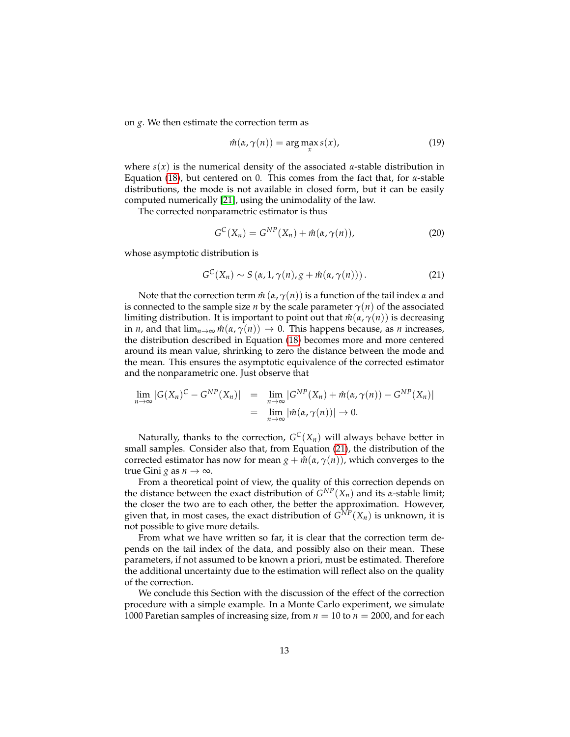on $g$. We then estimate the correction term as

$$\hat{m}(\alpha, \gamma(n)) = \arg\max_{x} s(x), \tag{19}$$

where $s(x)$ is the numerical density of the associated $\alpha$-stable distribution in Equation (18), but centered on 0. This comes from the fact that, for $\alpha$-stable distributions, the mode is not available in closed form, but it can be easily computed numerically [21], using the unimodality of the law.

The corrected nonparametric estimator is thus

$$G^{C}(X_n) = G^{NP}(X_n) + \hat{m}(\alpha, \gamma(n)), \tag{20}$$

whose asymptotic distribution is

$$G^{C}(X_n) \sim S\left(\alpha, 1, \gamma(n), g + \hat{m}(\alpha, \gamma(n))\right). \tag{21}$$

Note that the correction term $\hat{m}\left(\alpha, \gamma(n)\right)$ is a function of the tail index $\alpha$ and is connected to the sample size $n$ by the scale parameter $\gamma(n)$ of the associated limiting distribution. It is important to point out that $\hat{m}(\alpha, \gamma(n))$ is decreasing in $n$, and that $\lim_{n\to\infty} \hat{m}(\alpha, \gamma(n)) \to 0$. This happens because, as $n$ increases, the distribution described in Equation (18) becomes more and more centered around its mean value, shrinking to zero the distance between the mode and the mean. This ensures the asymptotic equivalence of the corrected estimator and the nonparametric one. Just observe that

$$\begin{aligned}
\lim_{n\to\infty} |G(X_n)^{C} - G^{NP}(X_n)| &= \lim_{n\to\infty} |G^{NP}(X_n) + \hat{m}(\alpha, \gamma(n)) - G^{NP}(X_n)| \\
&= \lim_{n\to\infty} |\hat{m}(\alpha, \gamma(n))| \to 0.
\end{aligned}$$

Naturally, thanks to the correction, $G^{C}(X_n)$ will always behave better in small samples. Consider also that, from Equation (21), the distribution of the corrected estimator has now for mean $g + \hat{m}(\alpha, \gamma(n))$, which converges to the true Gini $g$ as $n \to \infty$.

From a theoretical point of view, the quality of this correction depends on the distance between the exact distribution of $G^{NP}(X_n)$ and its $\alpha$-stable limit; the closer the two are to each other, the better the approximation. However, given that, in most cases, the exact distribution of $G^{NP}(X_n)$ is unknown, it is not possible to give more details.

From what we have written so far, it is clear that the correction term depends on the tail index of the data, and possibly also on their mean. These parameters, if not assumed to be known a priori, must be estimated. Therefore the additional uncertainty due to the estimation will reflect also on the quality of the correction.

We conclude this Section with the discussion of the effect of the correction procedure with a simple example. In a Monte Carlo experiment, we simulate 1000 Paretian samples of increasing size, from $n = 10$ to $n = 2000$, and for each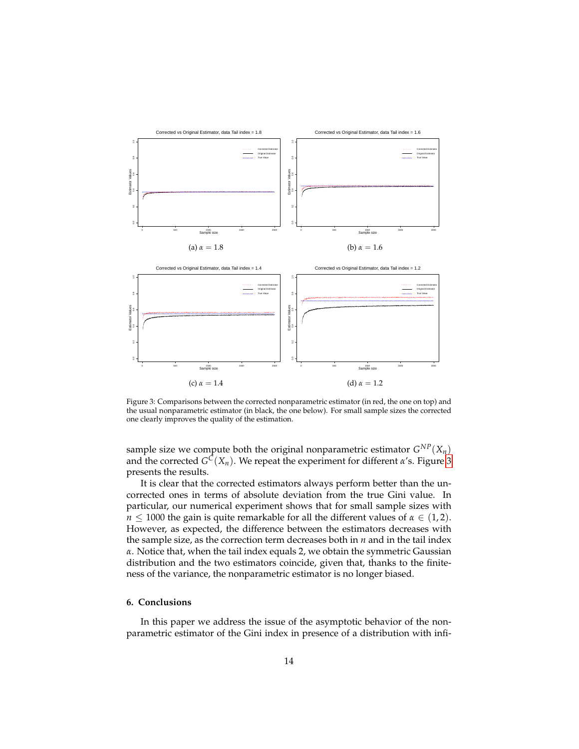(a) $\alpha = 1.8$

(b) $\alpha = 1.6$

(c) $\alpha = 1.4$

(d) $\alpha = 1.2$

Figure 3: Comparisons between the corrected nonparametric estimator (in red, the one on top) and the usual nonparametric estimator (in black, the one below). For small sample sizes the corrected one clearly improves the quality of the estimation.

sample size we compute both the original nonparametric estimator $G^{NP}(X_n)$ and the corrected $G^C(X_n)$. We repeat the experiment for different $\alpha$'s. Figure 3 presents the results.

It is clear that the corrected estimators always perform better than the uncorrected ones in terms of absolute deviation from the true Gini value. In particular, our numerical experiment shows that for small sample sizes with $n \leq 1000$ the gain is quite remarkable for all the different values of $\alpha \in (1, 2)$. However, as expected, the difference between the estimators decreases with the sample size, as the correction term decreases both in $n$ and in the tail index $\alpha$. Notice that, when the tail index equals 2, we obtain the symmetric Gaussian distribution and the two estimators coincide, given that, thanks to the finiteness of the variance, the nonparametric estimator is no longer biased.

## 6. Conclusions

In this paper we address the issue of the asymptotic behavior of the nonparametric estimator of the Gini index in presence of a distribution with infi-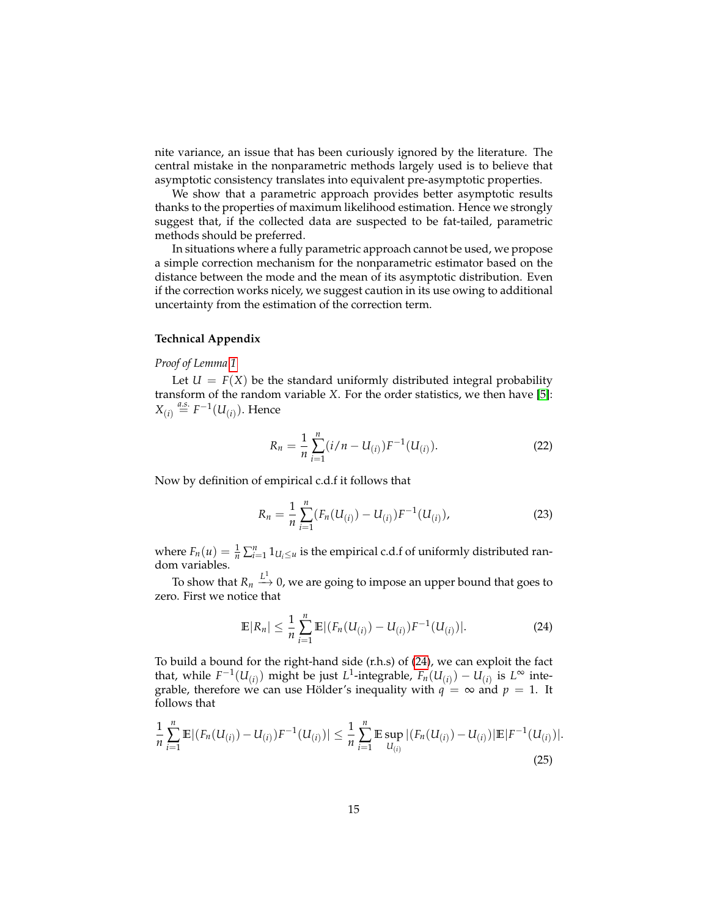nite variance, an issue that has been curiously ignored by the literature. The central mistake in the nonparametric methods largely used is to believe that asymptotic consistency translates into equivalent pre-asymptotic properties.

We show that a parametric approach provides better asymptotic results thanks to the properties of maximum likelihood estimation. Hence we strongly suggest that, if the collected data are suspected to be fat-tailed, parametric methods should be preferred.

In situations where a fully parametric approach cannot be used, we propose a simple correction mechanism for the nonparametric estimator based on the distance between the mode and the mean of its asymptotic distribution. Even if the correction works nicely, we suggest caution in its use owing to additional uncertainty from the estimation of the correction term.

### Technical Appendix

*Proof of Lemma 1*

Let $U = F(X)$ be the standard uniformly distributed integral probability transform of the random variable $X$. For the order statistics, we then have [5]: $X_{(i)} \stackrel{a.s.}{=} F^{-1}(U_{(i)})$. Hence

$$R_n = \frac{1}{n}\sum_{i=1}^{n}(i/n - U_{(i)})F^{-1}(U_{(i)}). \tag{22}$$

Now by definition of empirical c.d.f it follows that

$$R_n = \frac{1}{n}\sum_{i=1}^{n}(F_n(U_{(i)}) - U_{(i)})F^{-1}(U_{(i)}), \tag{23}$$

where $F_n(u) = \frac{1}{n}\sum_{i=1}^{n} 1_{U_i \leq u}$ is the empirical c.d.f of uniformly distributed random variables.

To show that $R_n \xrightarrow{L^1} 0$, we are going to impose an upper bound that goes to zero. First we notice that

$$\mathbb{E}|R_n| \leq \frac{1}{n}\sum_{i=1}^{n}\mathbb{E}|(F_n(U_{(i)}) - U_{(i)})F^{-1}(U_{(i)})|. \tag{24}$$

To build a bound for the right-hand side (r.h.s) of (24), we can exploit the fact that, while $F^{-1}(U_{(i)})$ might be just $L^1$-integrable, $F_n(U_{(i)}) - U_{(i)}$ is $L^\infty$ integrable, therefore we can use Hölder's inequality with $q = \infty$ and $p = 1$. It follows that

$$\frac{1}{n}\sum_{i=1}^{n}\mathbb{E}|(F_n(U_{(i)}) - U_{(i)})F^{-1}(U_{(i)})| \leq \frac{1}{n}\sum_{i=1}^{n}\mathbb{E}\sup_{U_{(i)}}|(F_n(U_{(i)}) - U_{(i)})|\mathbb{E}|F^{-1}(U_{(i)})|. \tag{25}$$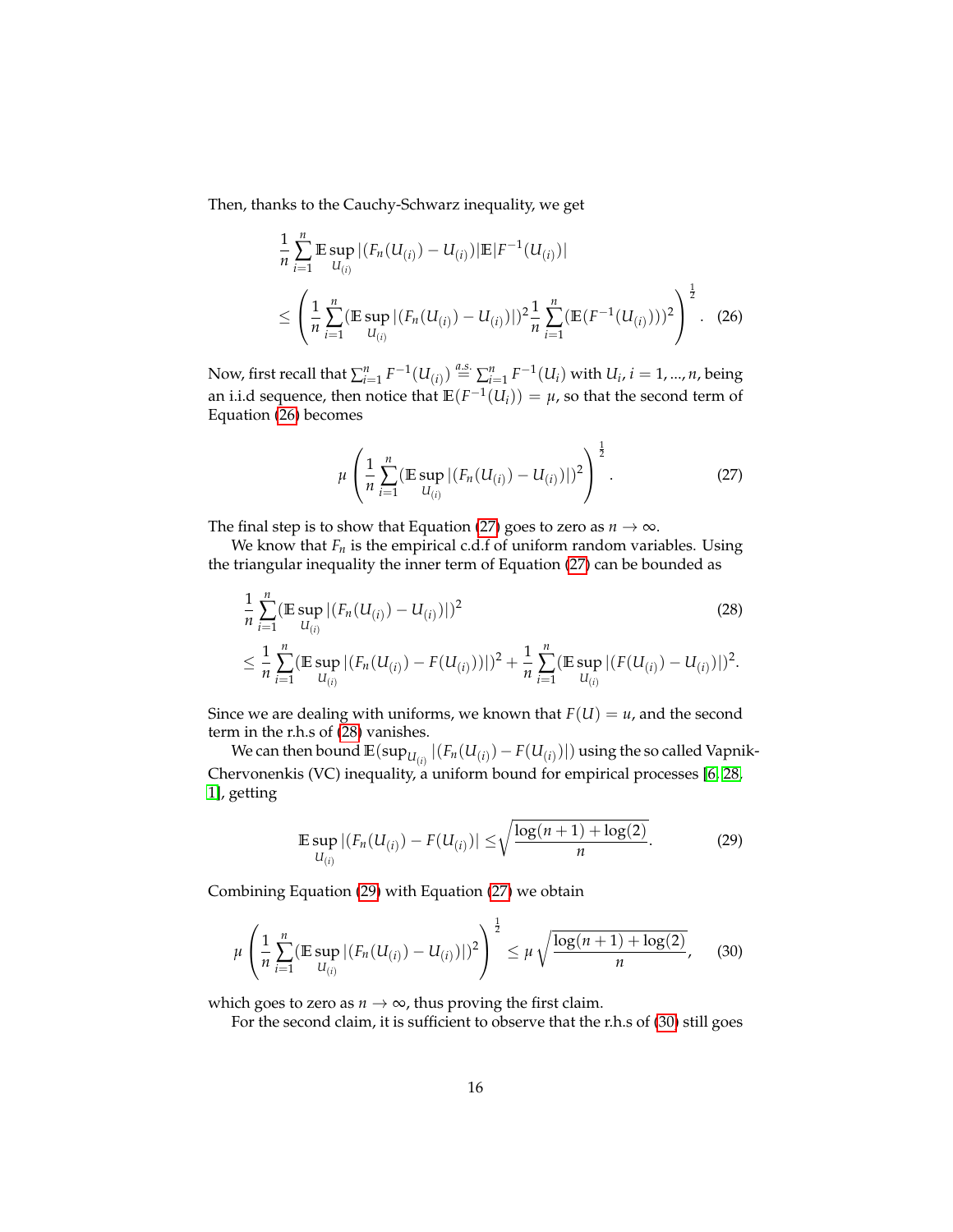Then, thanks to the Cauchy-Schwarz inequality, we get

$$
\begin{aligned}
&\frac{1}{n}\sum_{i=1}^{n}\mathbb{E}\sup_{U_{(i)}}|(F_n(U_{(i)})-U_{(i)})|\mathbb{E}|F^{-1}(U_{(i)})| \\
&\leq \left(\frac{1}{n}\sum_{i=1}^{n}(\mathbb{E}\sup_{U_{(i)}}|(F_n(U_{(i)})-U_{(i)})|)^2\frac{1}{n}\sum_{i=1}^{n}(\mathbb{E}(F^{-1}(U_{(i)})))^2\right)^{\frac{1}{2}}. \quad (26)
\end{aligned}
$$

Now, first recall that $\sum_{i=1}^{n} F^{-1}(U_{(i)}) \overset{a.s.}{=} \sum_{i=1}^{n} F^{-1}(U_i)$ with $U_i, i = 1, ..., n$, being an i.i.d sequence, then notice that $\mathbb{E}(F^{-1}(U_i)) = \mu$, so that the second term of Equation (26) becomes

$$
\mu\left(\frac{1}{n}\sum_{i=1}^{n}(\mathbb{E}\sup_{U_{(i)}}|(F_n(U_{(i)})-U_{(i)})|)^2\right)^{\frac{1}{2}}. \quad (27)
$$

The final step is to show that Equation (27) goes to zero as $n \to \infty$.

We know that $F_n$ is the empirical c.d.f of uniform random variables. Using the triangular inequality the inner term of Equation (27) can be bounded as

$$
\begin{aligned}
&\frac{1}{n}\sum_{i=1}^{n}(\mathbb{E}\sup_{U_{(i)}}|(F_n(U_{(i)})-U_{(i)})|)^2 \quad (28)\\
&\leq \frac{1}{n}\sum_{i=1}^{n}(\mathbb{E}\sup_{U_{(i)}}|(F_n(U_{(i)})-F(U_{(i)}))|)^2+\frac{1}{n}\sum_{i=1}^{n}(\mathbb{E}\sup_{U_{(i)}}|(F(U_{(i)})-U_{(i)})|)^2.
\end{aligned}
$$

Since we are dealing with uniforms, we known that $F(U) = u$, and the second term in the r.h.s of (28) vanishes.

We can then bound $\mathbb{E}(\sup_{U_{(i)}}|(F_n(U_{(i)})-F(U_{(i)})|)$ using the so called Vapnik-Chervonenkis (VC) inequality, a uniform bound for empirical processes [6, 28, 1], getting

$$
\mathbb{E}\sup_{U_{(i)}}|(F_n(U_{(i)})-F(U_{(i)})| \leq \sqrt{\frac{\log(n+1)+\log(2)}{n}}. \quad (29)
$$

Combining Equation (29) with Equation (27) we obtain

$$
\mu\left(\frac{1}{n}\sum_{i=1}^{n}(\mathbb{E}\sup_{U_{(i)}}|(F_n(U_{(i)})-U_{(i)})|)^2\right)^{\frac{1}{2}} \leq \mu\sqrt{\frac{\log(n+1)+\log(2)}{n}}, \quad (30)
$$

which goes to zero as $n \to \infty$, thus proving the first claim.

For the second claim, it is sufficient to observe that the r.h.s of (30) still goes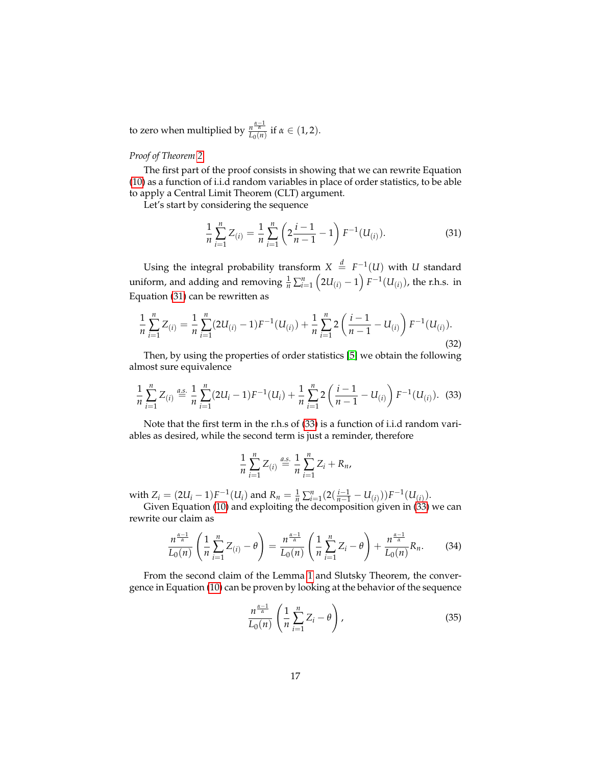to zero when multiplied by $\frac{n^{\frac{\alpha-1}{\alpha}}}{L_0(n)}$ if $\alpha \in (1,2)$.

*Proof of Theorem 2.*

The first part of the proof consists in showing that we can rewrite Equation (10) as a function of i.i.d random variables in place of order statistics, to be able to apply a Central Limit Theorem (CLT) argument.

Let's start by considering the sequence

$$\frac{1}{n}\sum_{i=1}^{n} Z_{(i)} = \frac{1}{n}\sum_{i=1}^{n}\left(2\frac{i-1}{n-1}-1\right)F^{-1}(U_{(i)}). \tag{31}$$

Using the integral probability transform $X \stackrel{d}{=} F^{-1}(U)$ with $U$ standard uniform, and adding and removing $\frac{1}{n}\sum_{i=1}^{n}\left(2U_{(i)}-1\right)F^{-1}(U_{(i)})$, the r.h.s. in Equation (31) can be rewritten as

$$\frac{1}{n}\sum_{i=1}^{n} Z_{(i)} = \frac{1}{n}\sum_{i=1}^{n}(2U_{(i)}-1)F^{-1}(U_{(i)}) + \frac{1}{n}\sum_{i=1}^{n}2\left(\frac{i-1}{n-1}-U_{(i)}\right)F^{-1}(U_{(i)}). \tag{32}$$

Then, by using the properties of order statistics [5] we obtain the following almost sure equivalence

$$\frac{1}{n}\sum_{i=1}^{n} Z_{(i)} \stackrel{a.s.}{=} \frac{1}{n}\sum_{i=1}^{n}(2U_{i}-1)F^{-1}(U_{i}) + \frac{1}{n}\sum_{i=1}^{n}2\left(\frac{i-1}{n-1}-U_{(i)}\right)F^{-1}(U_{(i)}). \tag{33}$$

Note that the first term in the r.h.s of (33) is a function of i.i.d random variables as desired, while the second term is just a reminder, therefore

$$\frac{1}{n}\sum_{i=1}^{n} Z_{(i)} \stackrel{a.s.}{=} \frac{1}{n}\sum_{i=1}^{n} Z_i + R_n,$$

with $Z_i = (2U_i - 1)F^{-1}(U_i)$ and $R_n = \frac{1}{n}\sum_{i=1}^{n}(2(\frac{i-1}{n-1}-U_{(i)}))F^{-1}(U_{(i)})$.

Given Equation (10) and exploiting the decomposition given in (33) we can rewrite our claim as

$$\frac{n^{\frac{\alpha-1}{\alpha}}}{L_0(n)}\left(\frac{1}{n}\sum_{i=1}^{n} Z_{(i)} - \theta\right) = \frac{n^{\frac{\alpha-1}{\alpha}}}{L_0(n)}\left(\frac{1}{n}\sum_{i=1}^{n} Z_{i} - \theta\right) + \frac{n^{\frac{\alpha-1}{\alpha}}}{L_0(n)}R_n. \tag{34}$$

From the second claim of the Lemma 1 and Slutsky Theorem, the convergence in Equation (10) can be proven by looking at the behavior of the sequence

$$\frac{n^{\frac{\alpha-1}{\alpha}}}{L_0(n)}\left(\frac{1}{n}\sum_{i=1}^{n} Z_{i} - \theta\right), \tag{35}$$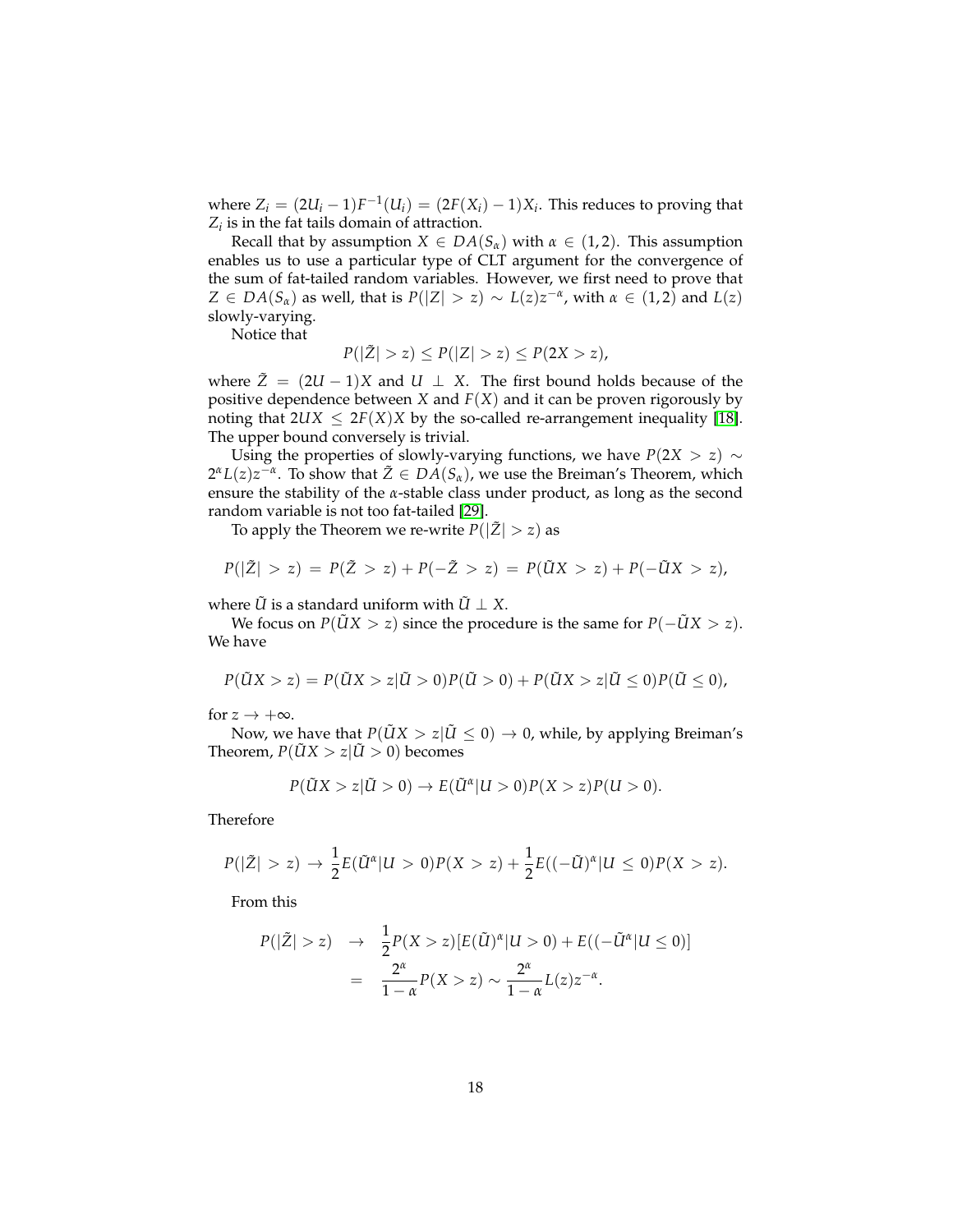where $Z_i = (2U_i - 1)F^{-1}(U_i) = (2F(X_i) - 1)X_i$. This reduces to proving that $Z_i$ is in the fat tails domain of attraction.

Recall that by assumption $X \in DA(S_\alpha)$ with $\alpha \in (1, 2)$. This assumption enables us to use a particular type of CLT argument for the convergence of the sum of fat-tailed random variables. However, we first need to prove that $Z \in DA(S_\alpha)$ as well, that is $P(|Z| > z) \sim L(z)z^{-\alpha}$, with $\alpha \in (1, 2)$ and $L(z)$ slowly-varying.

Notice that

$$P(|\tilde{Z}| > z) \leq P(|Z| > z) \leq P(2X > z),$$

where $\tilde{Z} = (2U - 1)X$ and $U \perp X$. The first bound holds because of the positive dependence between $X$ and $F(X)$ and it can be proven rigorously by noting that $2UX \leq 2F(X)X$ by the so-called re-arrangement inequality [18]. The upper bound conversely is trivial.

Using the properties of slowly-varying functions, we have $P(2X > z) \sim 2^\alpha L(z)z^{-\alpha}$. To show that $\tilde{Z} \in DA(S_\alpha)$, we use the Breiman's Theorem, which ensure the stability of the $\alpha$-stable class under product, as long as the second random variable is not too fat-tailed [29].

To apply the Theorem we re-write $P(|\tilde{Z}| > z)$ as

$$P(|\tilde{Z}| > z) = P(\tilde{Z} > z) + P(-\tilde{Z} > z) = P(\tilde{U}X > z) + P(-\tilde{U}X > z),$$

where $\tilde{U}$ is a standard uniform with $\tilde{U} \perp X$.

We focus on $P(\tilde{U}X > z)$ since the procedure is the same for $P(-\tilde{U}X > z)$. We have

$$P(\tilde{U}X > z) = P(\tilde{U}X > z|\tilde{U} > 0)P(\tilde{U} > 0) + P(\tilde{U}X > z|\tilde{U} \leq 0)P(\tilde{U} \leq 0),$$

for $z \to +\infty$.

Now, we have that $P(\tilde{U}X > z|\tilde{U} \leq 0) \to 0$, while, by applying Breiman's Theorem, $P(\tilde{U}X > z|\tilde{U} > 0)$ becomes

$$P(\tilde{U}X > z|\tilde{U} > 0) \to E(\tilde{U}^\alpha|U > 0)P(X > z)P(U > 0).$$

Therefore

$$P(|\tilde{Z}| > z) \to \frac{1}{2}E(\tilde{U}^\alpha|U > 0)P(X > z) + \frac{1}{2}E((-\tilde{U})^\alpha|U \leq 0)P(X > z).$$

From this

$$\begin{aligned} P(|\tilde{Z}| > z) &\to \frac{1}{2}P(X > z)[E(\tilde{U})^\alpha|U > 0) + E((-\tilde{U}^\alpha|U \leq 0)] \\ &= \frac{2^\alpha}{1 - \alpha}P(X > z) \sim \frac{2^\alpha}{1 - \alpha}L(z)z^{-\alpha}. \end{aligned}$$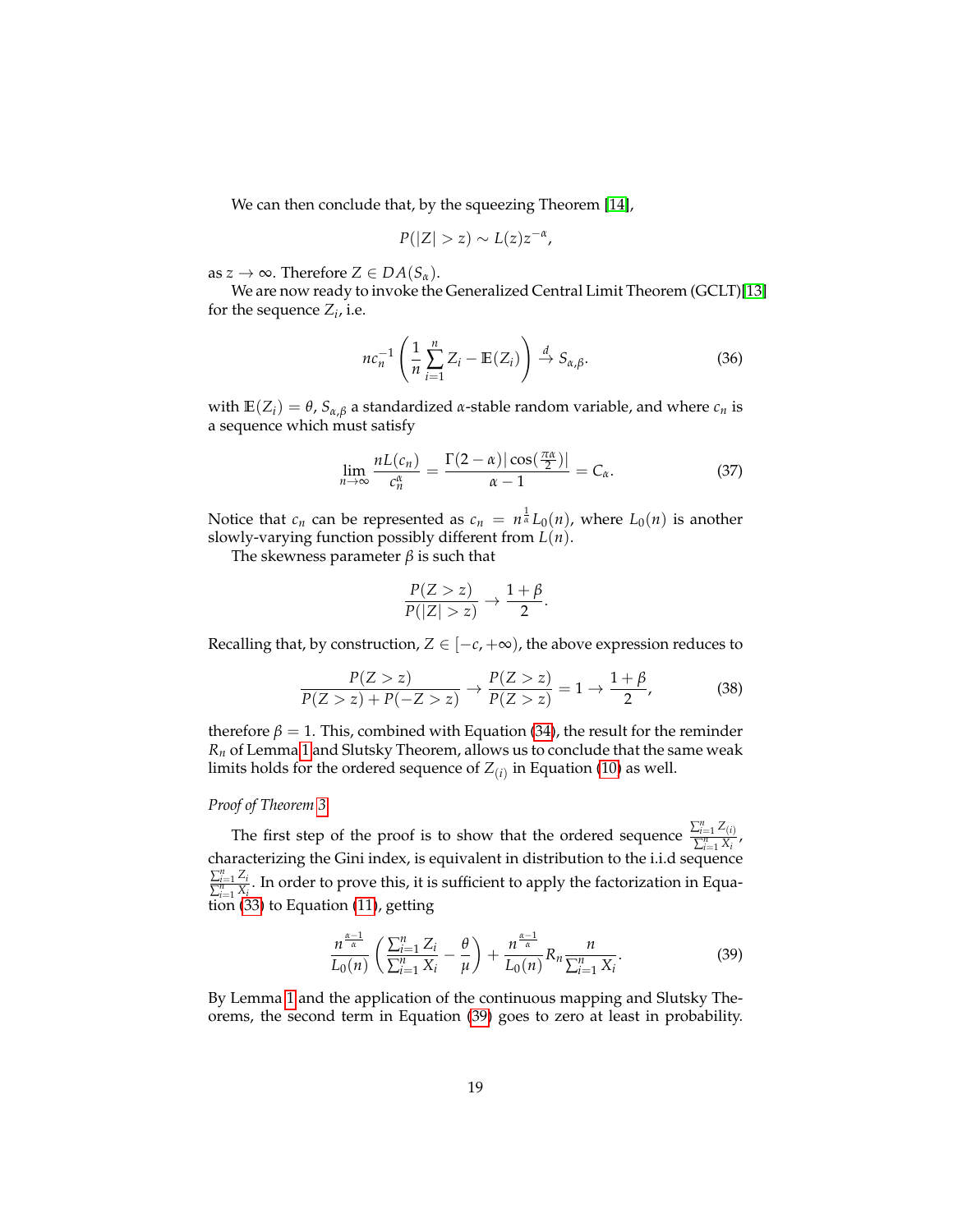We can then conclude that, by the squeezing Theorem [14],

$$P(|Z| > z) \sim L(z)z^{-\alpha},$$

as $z \to \infty$. Therefore $Z \in DA(S_\alpha)$.

We are now ready to invoke the Generalized Central Limit Theorem (GCLT)[13] for the sequence $Z_i$, i.e.

$$nc_n^{-1}\left(\frac{1}{n}\sum_{i=1}^{n} Z_i - \mathbb{E}(Z_i)\right) \xrightarrow{d} S_{\alpha,\beta}. \tag{36}$$

with $\mathbb{E}(Z_i) = \theta$, $S_{\alpha,\beta}$ a standardized $\alpha$-stable random variable, and where $c_n$ is a sequence which must satisfy

$$\lim_{n\to\infty} \frac{nL(c_n)}{c_n^\alpha} = \frac{\Gamma(2-\alpha)|\cos(\frac{\pi\alpha}{2})|}{\alpha - 1} = C_\alpha. \tag{37}$$

Notice that $c_n$ can be represented as $c_n = n^{\frac{1}{\alpha}} L_0(n)$, where $L_0(n)$ is another slowly-varying function possibly different from $L(n)$.

The skewness parameter $\beta$ is such that

$$\frac{P(Z > z)}{P(|Z| > z)} \to \frac{1+\beta}{2}.$$

Recalling that, by construction, $Z \in [-c, +\infty)$, the above expression reduces to

$$\frac{P(Z > z)}{P(Z > z) + P(-Z > z)} \to \frac{P(Z > z)}{P(Z > z)} = 1 \to \frac{1+\beta}{2}, \tag{38}$$

therefore $\beta = 1$. This, combined with Equation (34), the result for the reminder $R_n$ of Lemma 1 and Slutsky Theorem, allows us to conclude that the same weak limits holds for the ordered sequence of $Z_{(i)}$ in Equation (10) as well.

*Proof of Theorem 3*

The first step of the proof is to show that the ordered sequence $\frac{\sum_{i=1}^n Z_{(i)}}{\sum_{i=1}^n X_i}$, characterizing the Gini index, is equivalent in distribution to the i.i.d sequence $\frac{\sum_{i=1}^n Z_i}{\sum_{i=1}^n X_i}$. In order to prove this, it is sufficient to apply the factorization in Equation (33) to Equation (11), getting

$$\frac{n^{\frac{\alpha-1}{\alpha}}}{L_0(n)}\left(\frac{\sum_{i=1}^n Z_i}{\sum_{i=1}^n X_i} - \frac{\theta}{\mu}\right) + \frac{n^{\frac{\alpha-1}{\alpha}}}{L_0(n)} R_n \frac{n}{\sum_{i=1}^n X_i}. \tag{39}$$

By Lemma 1 and the application of the continuous mapping and Slutsky Theorems, the second term in Equation (39) goes to zero at least in probability.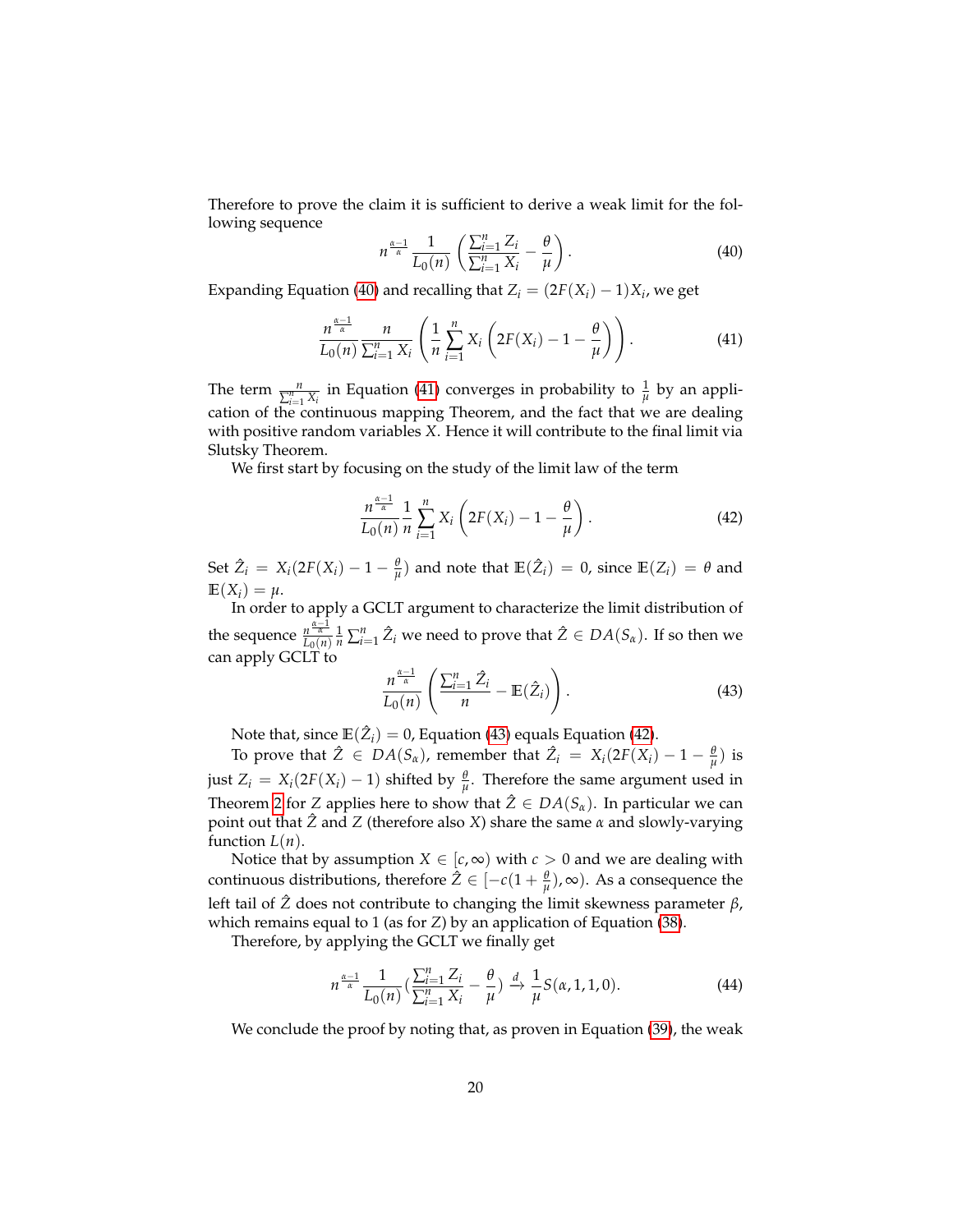Therefore to prove the claim it is sufficient to derive a weak limit for the following sequence

$$n^{\frac{\alpha-1}{\alpha}} \frac{1}{L_0(n)} \left( \frac{\sum_{i=1}^n Z_i}{\sum_{i=1}^n X_i} - \frac{\theta}{\mu} \right). \tag{40}$$

Expanding Equation (40) and recalling that $Z_i = (2F(X_i) - 1)X_i$, we get

$$\frac{n^{\frac{\alpha-1}{\alpha}}}{L_0(n)} \frac{n}{\sum_{i=1}^n X_i} \left( \frac{1}{n} \sum_{i=1}^n X_i \left( 2F(X_i) - 1 - \frac{\theta}{\mu} \right) \right). \tag{41}$$

The term $\frac{n}{\sum_{i=1}^n X_i}$ in Equation (41) converges in probability to $\frac{1}{\mu}$ by an application of the continuous mapping Theorem, and the fact that we are dealing with positive random variables $X$. Hence it will contribute to the final limit via Slutsky Theorem.

We first start by focusing on the study of the limit law of the term

$$\frac{n^{\frac{\alpha-1}{\alpha}}}{L_0(n)} \frac{1}{n} \sum_{i=1}^n X_i \left( 2F(X_i) - 1 - \frac{\theta}{\mu} \right). \tag{42}$$

Set $\hat{Z}_i = X_i(2F(X_i) - 1 - \frac{\theta}{\mu})$ and note that $\mathbb{E}(\hat{Z}_i) = 0$, since $\mathbb{E}(Z_i) = \theta$ and $\mathbb{E}(X_i) = \mu$.

In order to apply a GCLT argument to characterize the limit distribution of the sequence $\frac{n^{\frac{\alpha-1}{\alpha}}}{L_0(n)} \frac{1}{n} \sum_{i=1}^n \hat{Z}_i$ we need to prove that $\hat{Z} \in DA(S_\alpha)$. If so then we can apply GCLT to

$$\frac{n^{\frac{\alpha-1}{\alpha}}}{L_0(n)} \left( \frac{\sum_{i=1}^n \hat{Z}_i}{n} - \mathbb{E}(\hat{Z}_i) \right). \tag{43}$$

Note that, since $\mathbb{E}(\hat{Z}_i) = 0$, Equation (43) equals Equation (42).

To prove that $\hat{Z} \in DA(S_\alpha)$, remember that $\hat{Z}_i = X_i(2F(X_i) - 1 - \frac{\theta}{\mu})$ is just $Z_i = X_i(2F(X_i) - 1)$ shifted by $\frac{\theta}{\mu}$. Therefore the same argument used in Theorem 2 for $Z$ applies here to show that $\hat{Z} \in DA(S_\alpha)$. In particular we can point out that $\hat{Z}$ and $Z$ (therefore also $X$) share the same $\alpha$ and slowly-varying function $L(n)$.

Notice that by assumption $X \in [c, \infty)$ with $c > 0$ and we are dealing with continuous distributions, therefore $\hat{Z} \in [-c(1 + \frac{\theta}{\mu}), \infty)$. As a consequence the left tail of $\hat{Z}$ does not contribute to changing the limit skewness parameter $\beta$, which remains equal to 1 (as for $Z$) by an application of Equation (38).

Therefore, by applying the GCLT we finally get

$$n^{\frac{\alpha-1}{\alpha}} \frac{1}{L_0(n)} \left( \frac{\sum_{i=1}^n Z_i}{\sum_{i=1}^n X_i} - \frac{\theta}{\mu} \right) \xrightarrow{d} \frac{1}{\mu} S(\alpha, 1, 1, 0). \tag{44}$$

We conclude the proof by noting that, as proven in Equation (39), the weak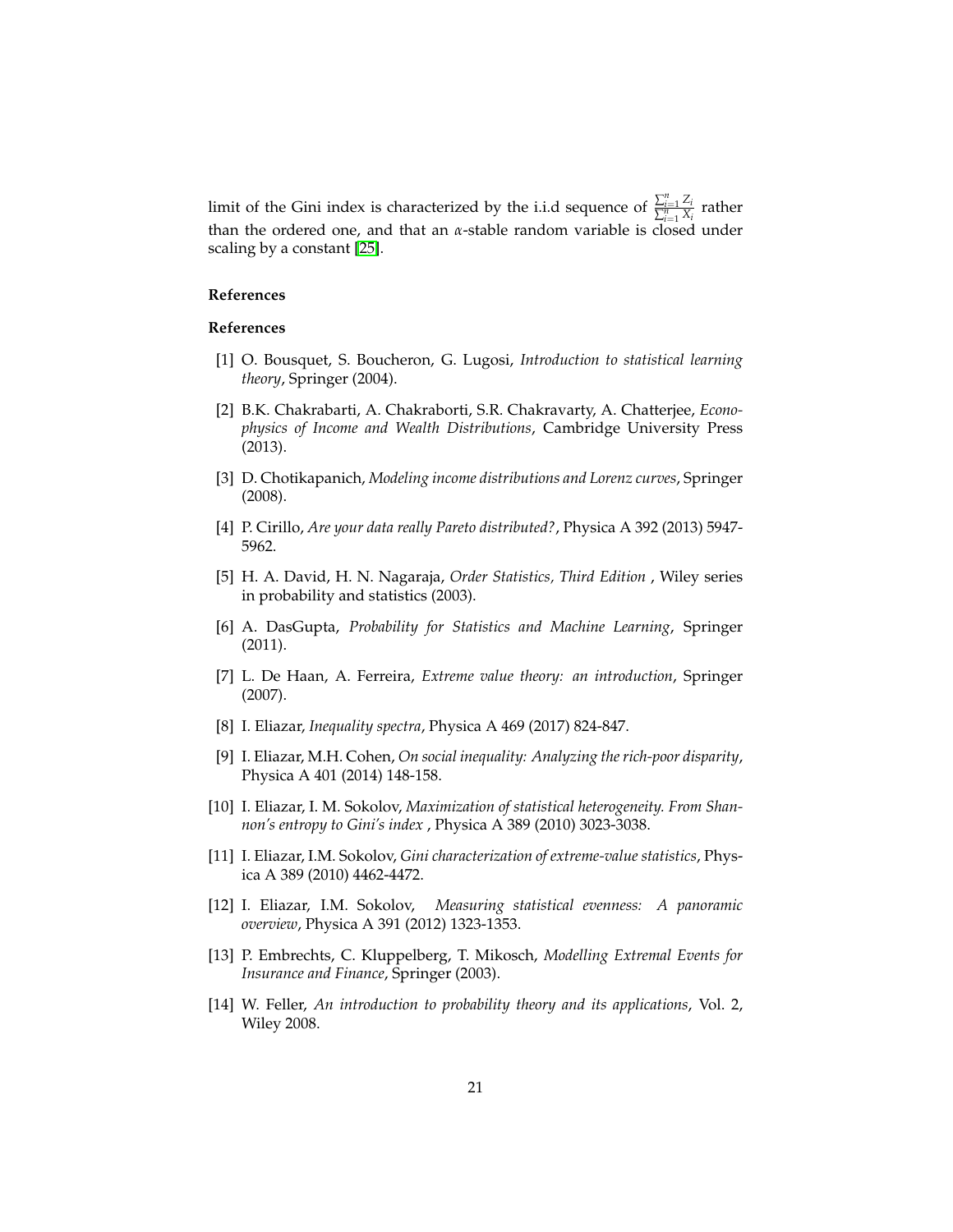limit of the Gini index is characterized by the i.i.d sequence of $\frac{\sum_{i=1}^{n} Z_i}{\sum_{i=1}^{n} X_i}$ rather than the ordered one, and that an $\alpha$-stable random variable is closed under scaling by a constant [25].

#### References

#### References

[1] O. Bousquet, S. Boucheron, G. Lugosi, *Introduction to statistical learning theory*, Springer (2004).

[2] B.K. Chakrabarti, A. Chakraborti, S.R. Chakravarty, A. Chatterjee, *Econophysics of Income and Wealth Distributions*, Cambridge University Press (2013).

[3] D. Chotikapanich, *Modeling income distributions and Lorenz curves*, Springer (2008).

[4] P. Cirillo, *Are your data really Pareto distributed?*, Physica A 392 (2013) 5947-5962.

[5] H. A. David, H. N. Nagaraja, *Order Statistics, Third Edition* , Wiley series in probability and statistics (2003).

[6] A. DasGupta, *Probability for Statistics and Machine Learning*, Springer (2011).

[7] L. De Haan, A. Ferreira, *Extreme value theory: an introduction*, Springer (2007).

[8] I. Eliazar, *Inequality spectra*, Physica A 469 (2017) 824-847.

[9] I. Eliazar, M.H. Cohen, *On social inequality: Analyzing the rich-poor disparity*, Physica A 401 (2014) 148-158.

[10] I. Eliazar, I. M. Sokolov, *Maximization of statistical heterogeneity. From Shannon's entropy to Gini's index* , Physica A 389 (2010) 3023-3038.

[11] I. Eliazar, I.M. Sokolov, *Gini characterization of extreme-value statistics*, Physica A 389 (2010) 4462-4472.

[12] I. Eliazar, I.M. Sokolov, *Measuring statistical evenness: A panoramic overview*, Physica A 391 (2012) 1323-1353.

[13] P. Embrechts, C. Kluppelberg, T. Mikosch, *Modelling Extremal Events for Insurance and Finance*, Springer (2003).

[14] W. Feller, *An introduction to probability theory and its applications*, Vol. 2, Wiley 2008.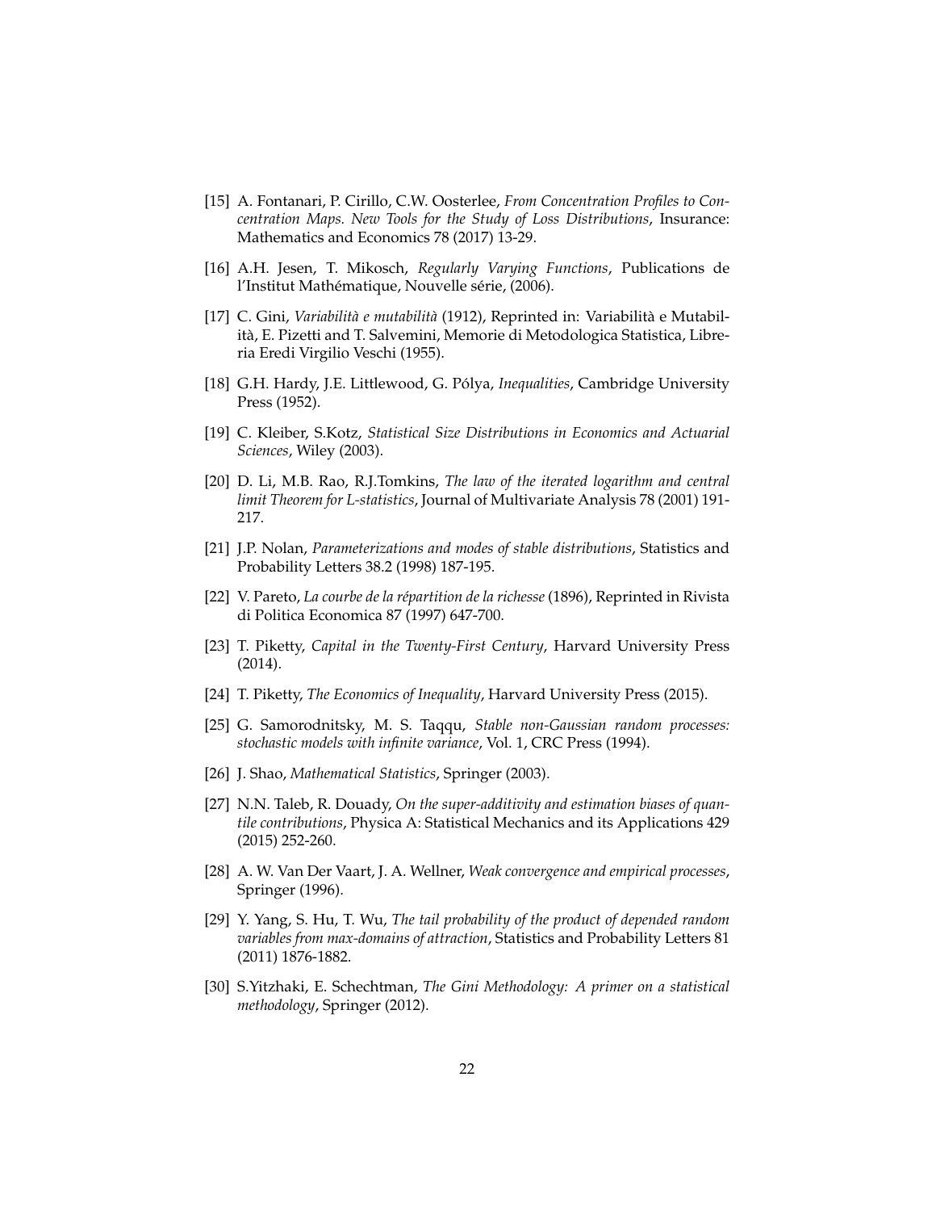[15] A. Fontanari, P. Cirillo, C.W. Oosterlee, *From Concentration Profiles to Concentration Maps. New Tools for the Study of Loss Distributions*, Insurance: Mathematics and Economics 78 (2017) 13-29.

[16] A.H. Jesen, T. Mikosch, *Regularly Varying Functions*, Publications de l'Institut Mathématique, Nouvelle série, (2006).

[17] C. Gini, *Variabilità e mutabilità* (1912), Reprinted in: Variabilità e Mutabilità, E. Pizetti and T. Salvemini, Memorie di Metodologica Statistica, Libreria Eredi Virgilio Veschi (1955).

[18] G.H. Hardy, J.E. Littlewood, G. Pólya, *Inequalities*, Cambridge University Press (1952).

[19] C. Kleiber, S.Kotz, *Statistical Size Distributions in Economics and Actuarial Sciences*, Wiley (2003).

[20] D. Li, M.B. Rao, R.J.Tomkins, *The law of the iterated logarithm and central limit Theorem for L-statistics*, Journal of Multivariate Analysis 78 (2001) 191-217.

[21] J.P. Nolan, *Parameterizations and modes of stable distributions*, Statistics and Probability Letters 38.2 (1998) 187-195.

[22] V. Pareto, *La courbe de la répartition de la richesse* (1896), Reprinted in Rivista di Politica Economica 87 (1997) 647-700.

[23] T. Piketty, *Capital in the Twenty-First Century*, Harvard University Press (2014).

[24] T. Piketty, *The Economics of Inequality*, Harvard University Press (2015).

[25] G. Samorodnitsky, M. S. Taqqu, *Stable non-Gaussian random processes: stochastic models with infinite variance*, Vol. 1, CRC Press (1994).

[26] J. Shao, *Mathematical Statistics*, Springer (2003).

[27] N.N. Taleb, R. Douady, *On the super-additivity and estimation biases of quantile contributions*, Physica A: Statistical Mechanics and its Applications 429 (2015) 252-260.

[28] A. W. Van Der Vaart, J. A. Wellner, *Weak convergence and empirical processes*, Springer (1996).

[29] Y. Yang, S. Hu, T. Wu, *The tail probability of the product of depended random variables from max-domains of attraction*, Statistics and Probability Letters 81 (2011) 1876-1882.

[30] S.Yitzhaki, E. Schechtman, *The Gini Methodology: A primer on a statistical methodology*, Springer (2012).